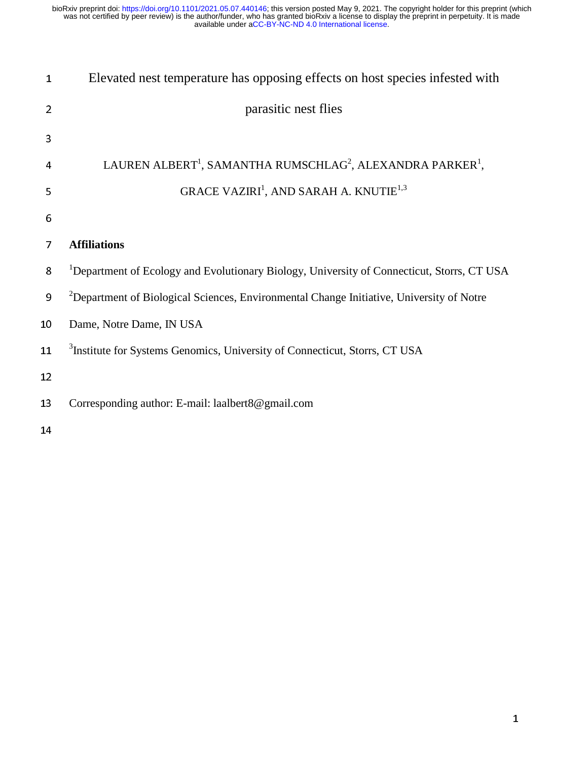# Elevated nest temperature has opposing effects on host species infested with parasitic nest flies

LAUREN ALBERT[1], SAMANTHA RUMSCHLAG[2], ALEXANDRA PARKER[1], GRACE VAZIRI[1], AND SARAH A. KNUTIE[1,3]

**Affiliations**

[1]Department of Ecology and Evolutionary Biology, University of Connecticut, Storrs, CT USA

[2]Department of Biological Sciences, Environmental Change Initiative, University of Notre Dame, Notre Dame, IN USA

[3]Institute for Systems Genomics, University of Connecticut, Storrs, CT USA

Corresponding author: E-mail: laalbert8@gmail.com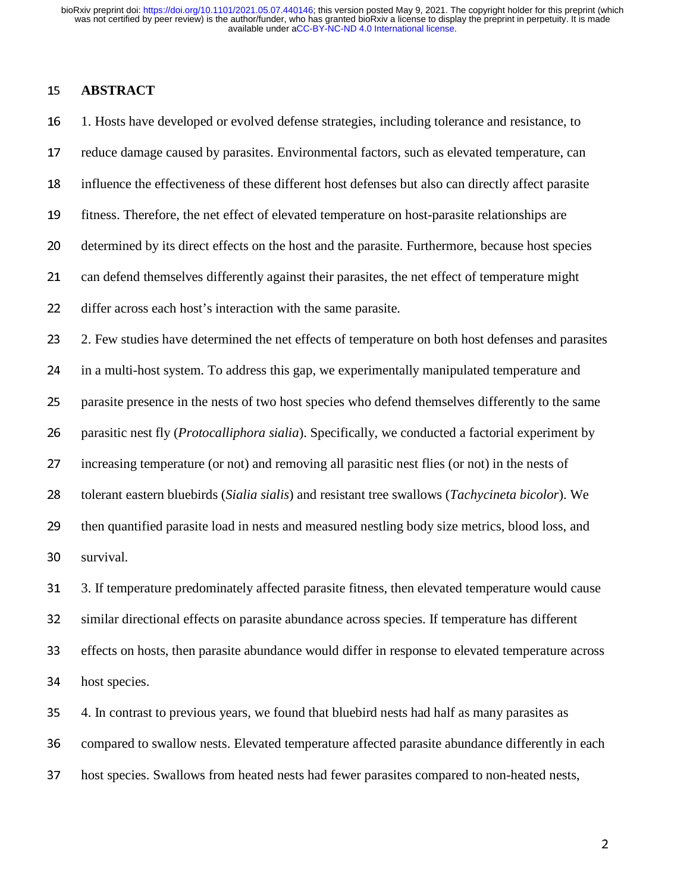## ABSTRACT

1. Hosts have developed or evolved defense strategies, including tolerance and resistance, to reduce damage caused by parasites. Environmental factors, such as elevated temperature, can influence the effectiveness of these different host defenses but also can directly affect parasite fitness. Therefore, the net effect of elevated temperature on host-parasite relationships are determined by its direct effects on the host and the parasite. Furthermore, because host species can defend themselves differently against their parasites, the net effect of temperature might differ across each host's interaction with the same parasite.

2. Few studies have determined the net effects of temperature on both host defenses and parasites in a multi-host system. To address this gap, we experimentally manipulated temperature and parasite presence in the nests of two host species who defend themselves differently to the same parasitic nest fly (*Protocalliphora sialia*). Specifically, we conducted a factorial experiment by increasing temperature (or not) and removing all parasitic nest flies (or not) in the nests of tolerant eastern bluebirds (*Sialia sialis*) and resistant tree swallows (*Tachycineta bicolor*). We then quantified parasite load in nests and measured nestling body size metrics, blood loss, and survival.

3. If temperature predominately affected parasite fitness, then elevated temperature would cause similar directional effects on parasite abundance across species. If temperature has different effects on hosts, then parasite abundance would differ in response to elevated temperature across host species.

4. In contrast to previous years, we found that bluebird nests had half as many parasites as compared to swallow nests. Elevated temperature affected parasite abundance differently in each host species. Swallows from heated nests had fewer parasites compared to non-heated nests,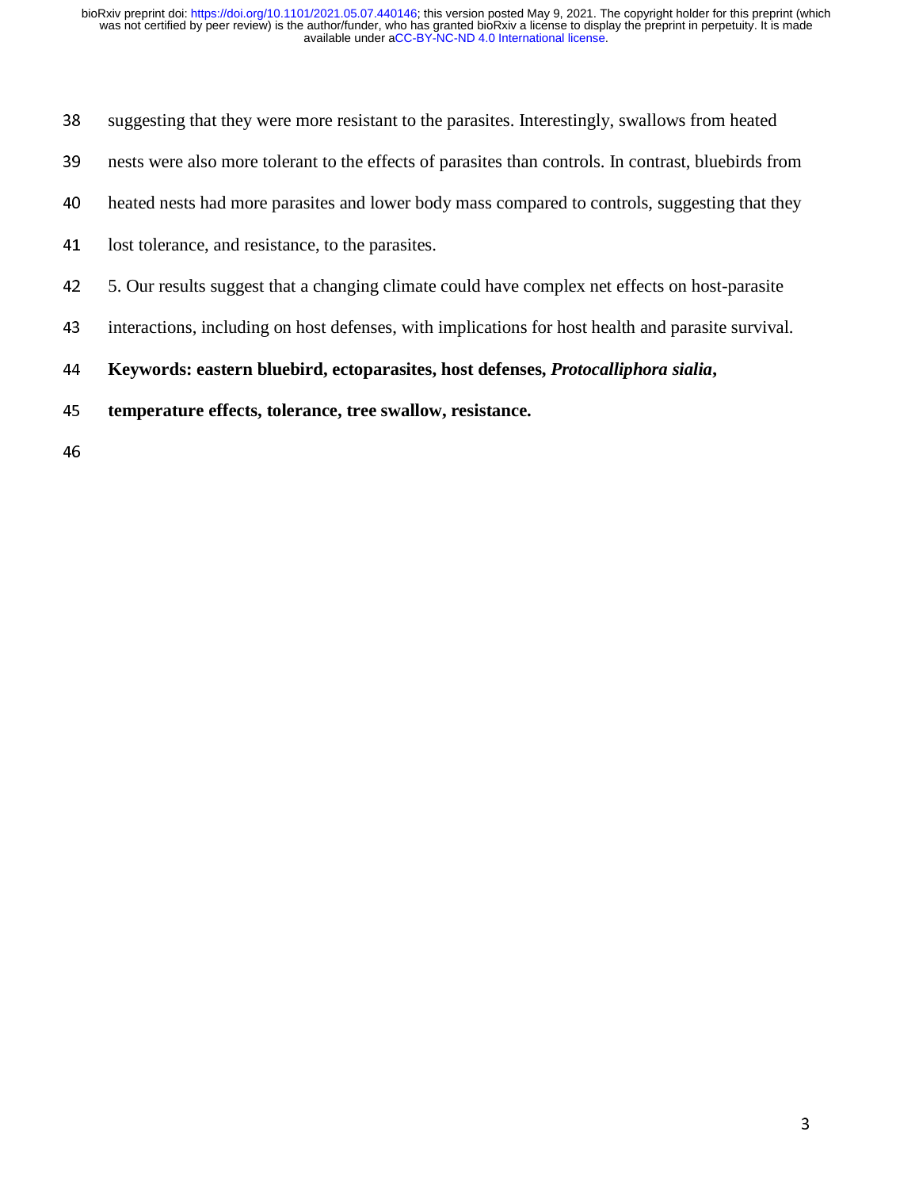suggesting that they were more resistant to the parasites. Interestingly, swallows from heated nests were also more tolerant to the effects of parasites than controls. In contrast, bluebirds from heated nests had more parasites and lower body mass compared to controls, suggesting that they lost tolerance, and resistance, to the parasites.

5. Our results suggest that a changing climate could have complex net effects on host-parasite interactions, including on host defenses, with implications for host health and parasite survival.

**Keywords: eastern bluebird, ectoparasites, host defenses, *Protocalliphora sialia*, temperature effects, tolerance, tree swallow, resistance.**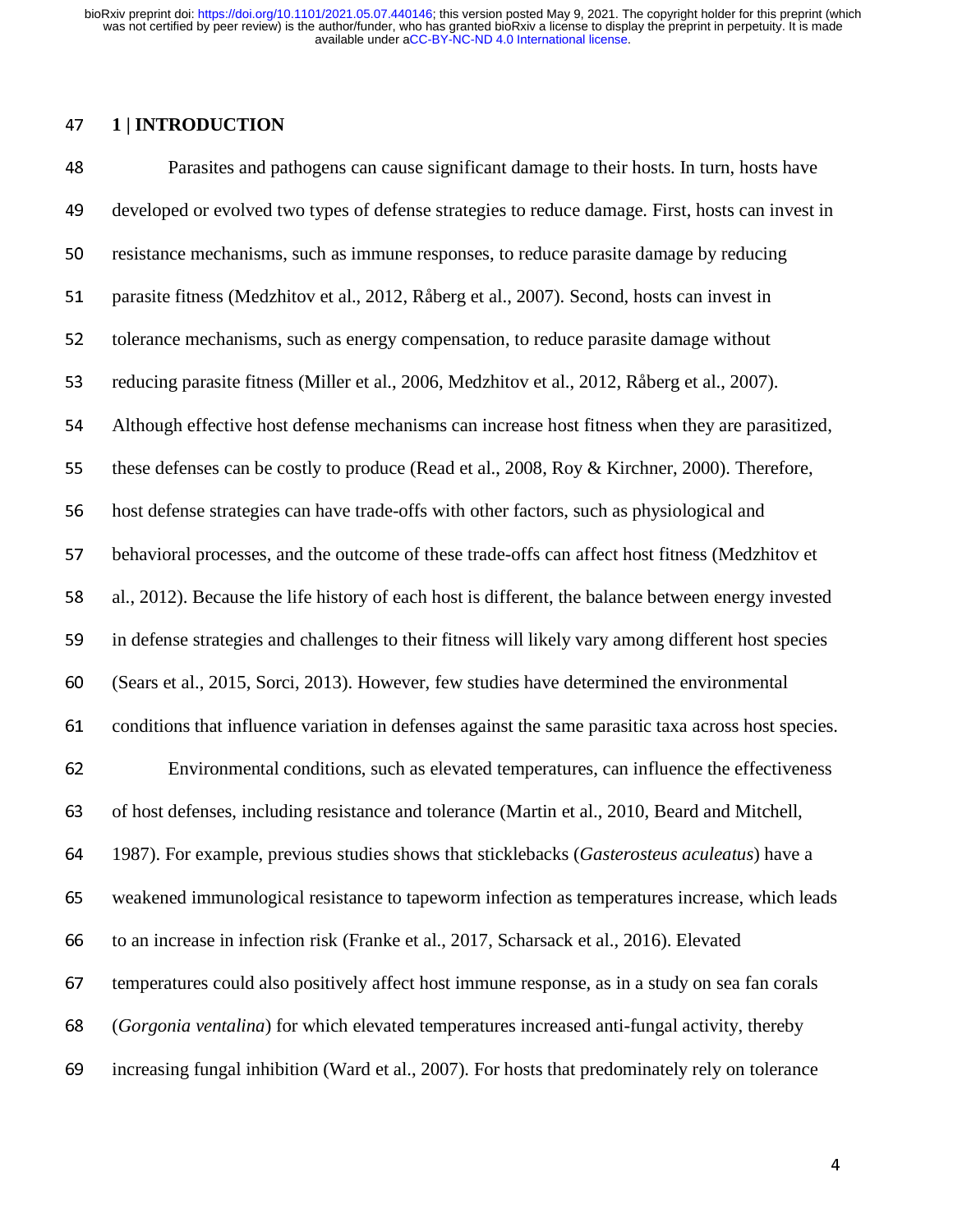## 1 | INTRODUCTION

Parasites and pathogens can cause significant damage to their hosts. In turn, hosts have developed or evolved two types of defense strategies to reduce damage. First, hosts can invest in resistance mechanisms, such as immune responses, to reduce parasite damage by reducing parasite fitness (Medzhitov et al., 2012, Råberg et al., 2007). Second, hosts can invest in tolerance mechanisms, such as energy compensation, to reduce parasite damage without reducing parasite fitness (Miller et al., 2006, Medzhitov et al., 2012, Råberg et al., 2007). Although effective host defense mechanisms can increase host fitness when they are parasitized, these defenses can be costly to produce (Read et al., 2008, Roy & Kirchner, 2000). Therefore, host defense strategies can have trade-offs with other factors, such as physiological and behavioral processes, and the outcome of these trade-offs can affect host fitness (Medzhitov et al., 2012). Because the life history of each host is different, the balance between energy invested in defense strategies and challenges to their fitness will likely vary among different host species (Sears et al., 2015, Sorci, 2013). However, few studies have determined the environmental conditions that influence variation in defenses against the same parasitic taxa across host species.

Environmental conditions, such as elevated temperatures, can influence the effectiveness of host defenses, including resistance and tolerance (Martin et al., 2010, Beard and Mitchell, 1987). For example, previous studies shows that sticklebacks (*Gasterosteus aculeatus*) have a weakened immunological resistance to tapeworm infection as temperatures increase, which leads to an increase in infection risk (Franke et al., 2017, Scharsack et al., 2016). Elevated temperatures could also positively affect host immune response, as in a study on sea fan corals (*Gorgonia ventalina*) for which elevated temperatures increased anti-fungal activity, thereby increasing fungal inhibition (Ward et al., 2007). For hosts that predominately rely on tolerance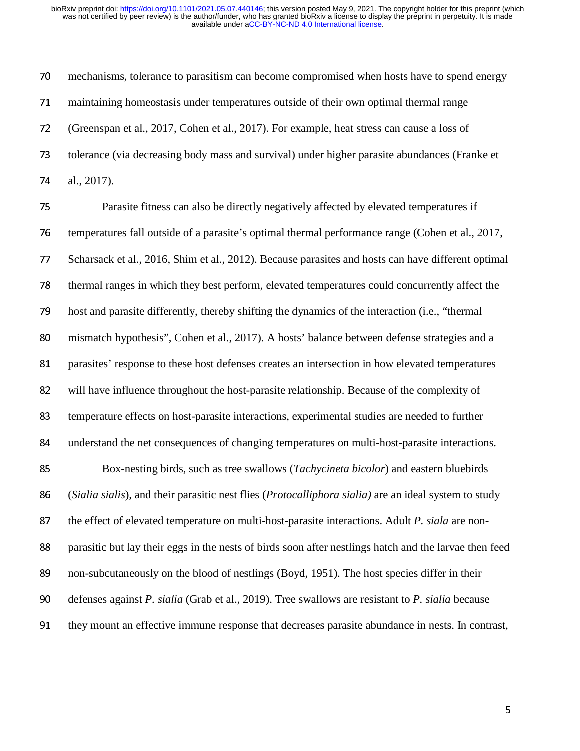mechanisms, tolerance to parasitism can become compromised when hosts have to spend energy maintaining homeostasis under temperatures outside of their own optimal thermal range (Greenspan et al., 2017, Cohen et al., 2017). For example, heat stress can cause a loss of tolerance (via decreasing body mass and survival) under higher parasite abundances (Franke et al., 2017).

Parasite fitness can also be directly negatively affected by elevated temperatures if temperatures fall outside of a parasite's optimal thermal performance range (Cohen et al., 2017, Scharsack et al., 2016, Shim et al., 2012). Because parasites and hosts can have different optimal thermal ranges in which they best perform, elevated temperatures could concurrently affect the host and parasite differently, thereby shifting the dynamics of the interaction (i.e., "thermal mismatch hypothesis", Cohen et al., 2017). A hosts' balance between defense strategies and a parasites' response to these host defenses creates an intersection in how elevated temperatures will have influence throughout the host-parasite relationship. Because of the complexity of temperature effects on host-parasite interactions, experimental studies are needed to further understand the net consequences of changing temperatures on multi-host-parasite interactions.

Box-nesting birds, such as tree swallows (*Tachycineta bicolor*) and eastern bluebirds (*Sialia sialis*), and their parasitic nest flies (*Protocalliphora sialia)* are an ideal system to study the effect of elevated temperature on multi-host-parasite interactions. Adult *P. siala* are non-parasitic but lay their eggs in the nests of birds soon after nestlings hatch and the larvae then feed non-subcutaneously on the blood of nestlings (Boyd, 1951). The host species differ in their defenses against *P. sialia* (Grab et al., 2019). Tree swallows are resistant to *P. sialia* because they mount an effective immune response that decreases parasite abundance in nests. In contrast,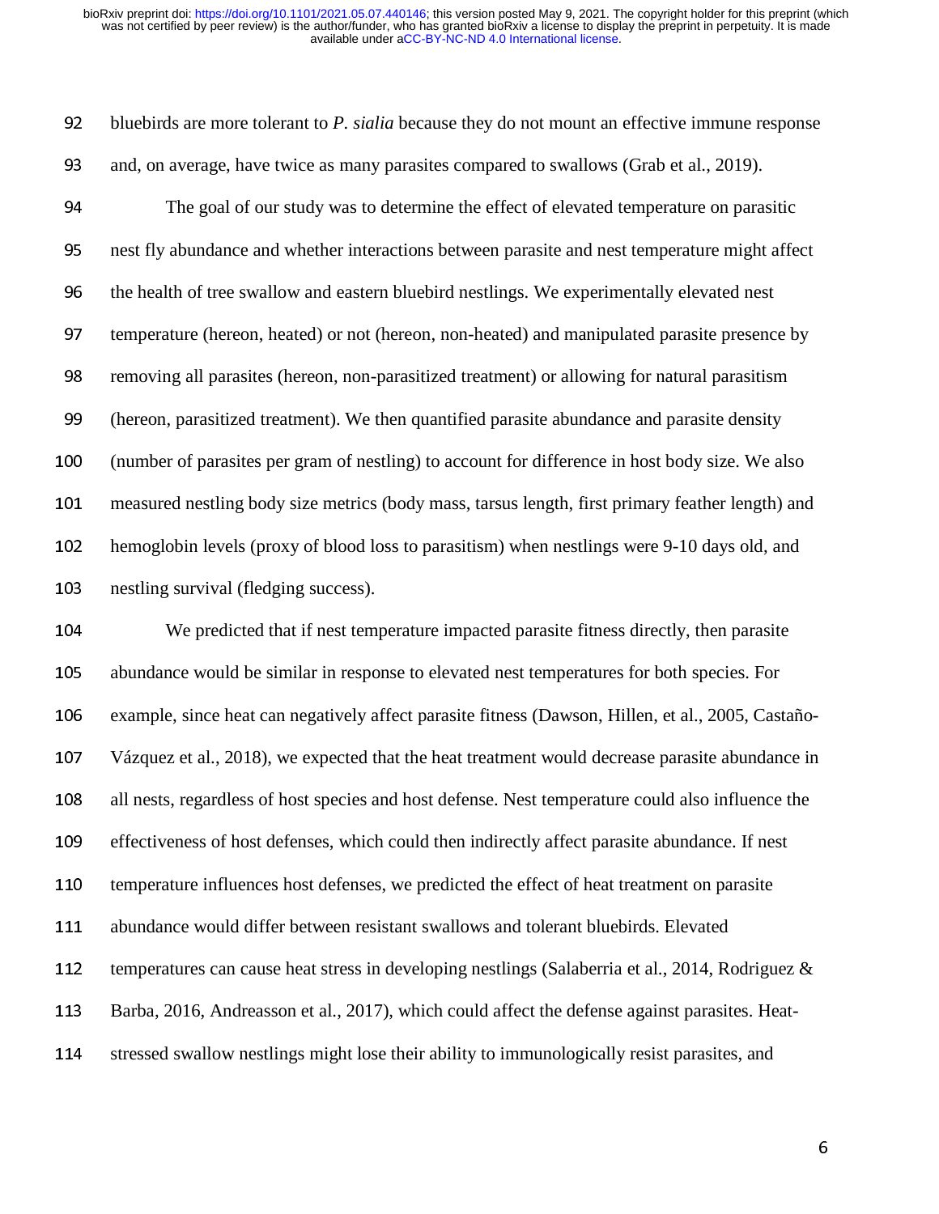bluebirds are more tolerant to *P. sialia* because they do not mount an effective immune response and, on average, have twice as many parasites compared to swallows (Grab et al., 2019).

The goal of our study was to determine the effect of elevated temperature on parasitic nest fly abundance and whether interactions between parasite and nest temperature might affect the health of tree swallow and eastern bluebird nestlings. We experimentally elevated nest temperature (hereon, heated) or not (hereon, non-heated) and manipulated parasite presence by removing all parasites (hereon, non-parasitized treatment) or allowing for natural parasitism (hereon, parasitized treatment). We then quantified parasite abundance and parasite density (number of parasites per gram of nestling) to account for difference in host body size. We also measured nestling body size metrics (body mass, tarsus length, first primary feather length) and hemoglobin levels (proxy of blood loss to parasitism) when nestlings were 9-10 days old, and nestling survival (fledging success).

We predicted that if nest temperature impacted parasite fitness directly, then parasite abundance would be similar in response to elevated nest temperatures for both species. For example, since heat can negatively affect parasite fitness (Dawson, Hillen, et al., 2005, Castaño-Vázquez et al., 2018), we expected that the heat treatment would decrease parasite abundance in all nests, regardless of host species and host defense. Nest temperature could also influence the effectiveness of host defenses, which could then indirectly affect parasite abundance. If nest temperature influences host defenses, we predicted the effect of heat treatment on parasite abundance would differ between resistant swallows and tolerant bluebirds. Elevated temperatures can cause heat stress in developing nestlings (Salaberria et al., 2014, Rodriguez & Barba, 2016, Andreasson et al., 2017), which could affect the defense against parasites. Heat-stressed swallow nestlings might lose their ability to immunologically resist parasites, and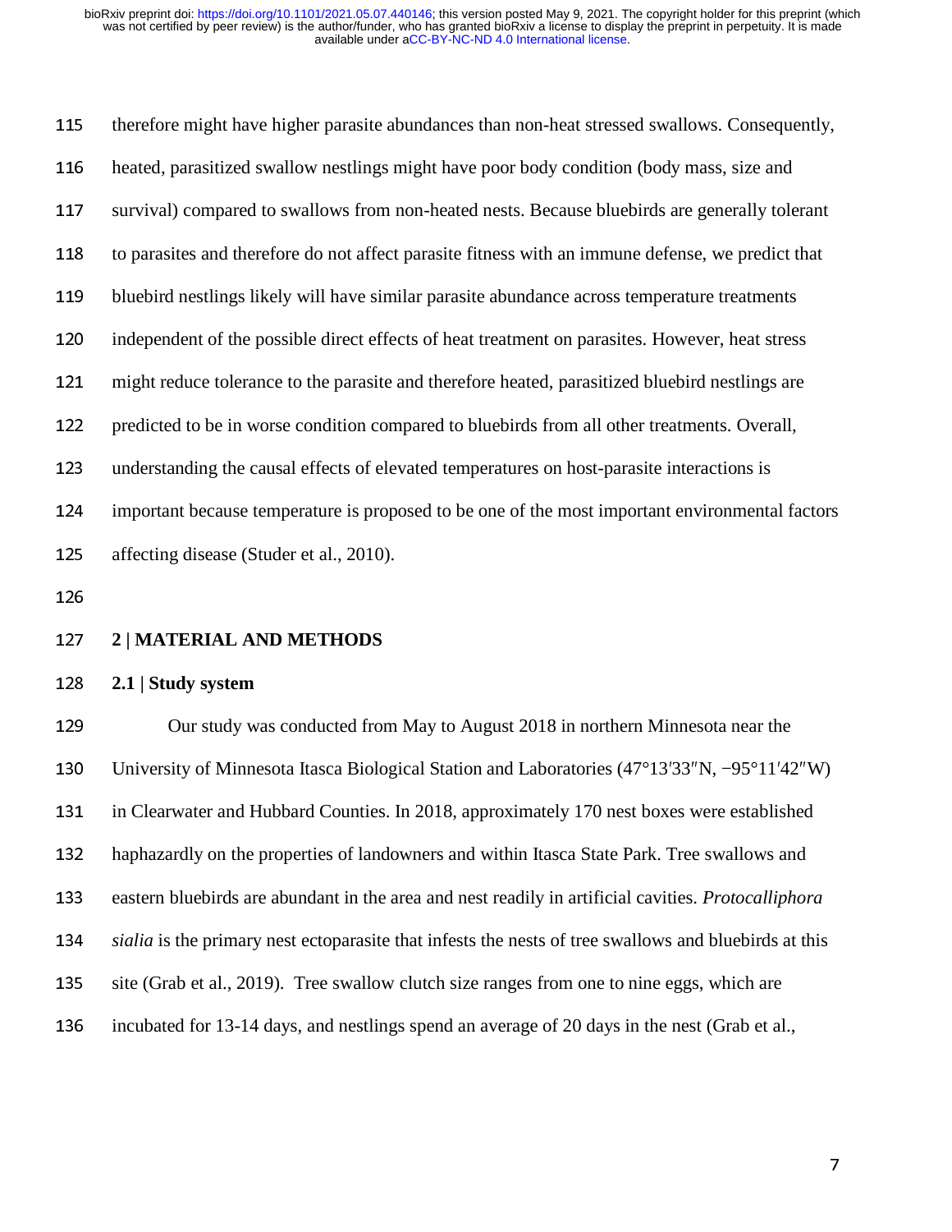therefore might have higher parasite abundances than non-heat stressed swallows. Consequently, heated, parasitized swallow nestlings might have poor body condition (body mass, size and survival) compared to swallows from non-heated nests. Because bluebirds are generally tolerant to parasites and therefore do not affect parasite fitness with an immune defense, we predict that bluebird nestlings likely will have similar parasite abundance across temperature treatments independent of the possible direct effects of heat treatment on parasites. However, heat stress might reduce tolerance to the parasite and therefore heated, parasitized bluebird nestlings are predicted to be in worse condition compared to bluebirds from all other treatments. Overall, understanding the causal effects of elevated temperatures on host-parasite interactions is important because temperature is proposed to be one of the most important environmental factors affecting disease (Studer et al., 2010).

## 2 | MATERIAL AND METHODS

### 2.1 | Study system

Our study was conducted from May to August 2018 in northern Minnesota near the University of Minnesota Itasca Biological Station and Laboratories (47°13′33″N, −95°11′42″W) in Clearwater and Hubbard Counties. In 2018, approximately 170 nest boxes were established haphazardly on the properties of landowners and within Itasca State Park. Tree swallows and eastern bluebirds are abundant in the area and nest readily in artificial cavities. *Protocalliphora sialia* is the primary nest ectoparasite that infests the nests of tree swallows and bluebirds at this site (Grab et al., 2019). Tree swallow clutch size ranges from one to nine eggs, which are incubated for 13-14 days, and nestlings spend an average of 20 days in the nest (Grab et al.,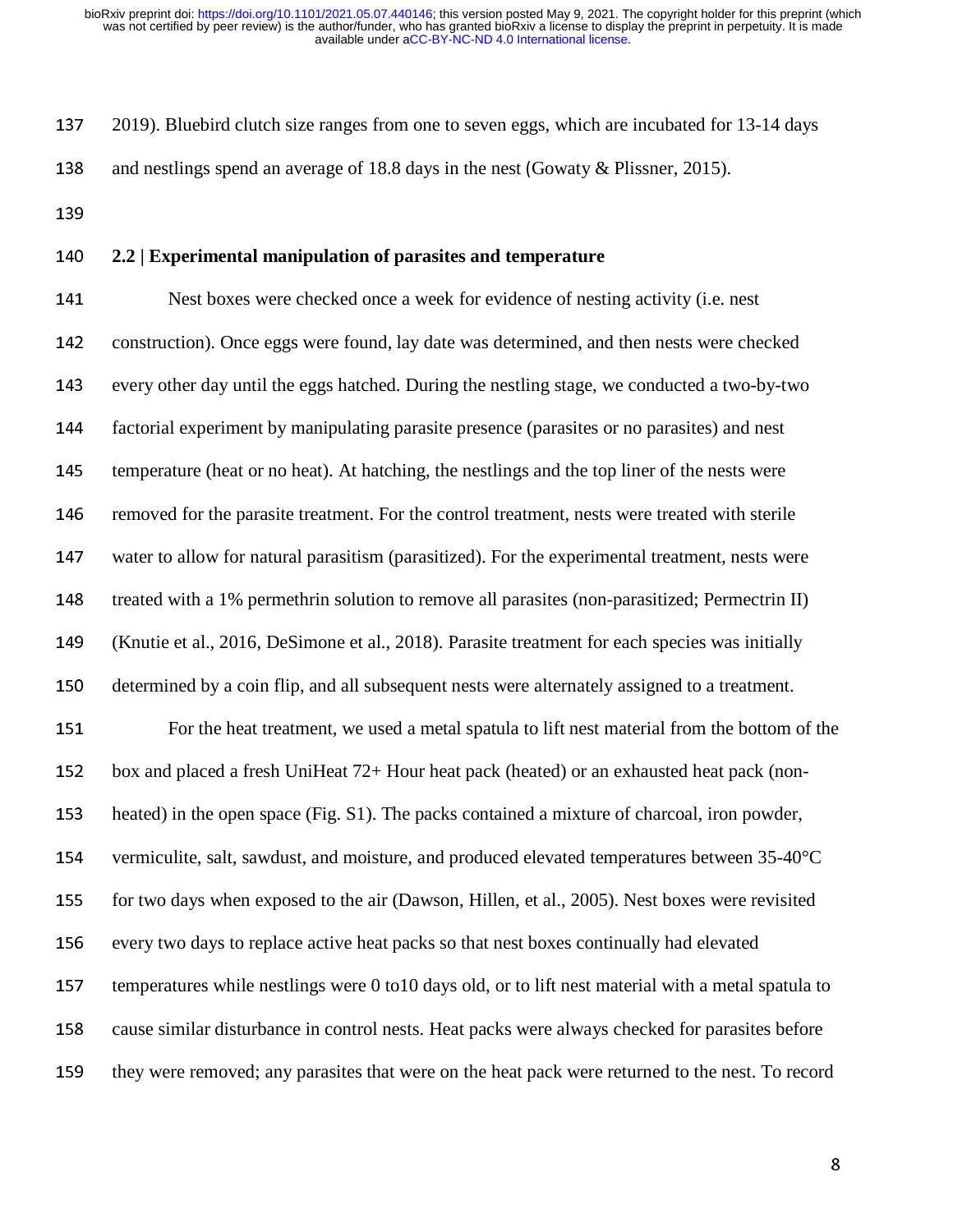2019). Bluebird clutch size ranges from one to seven eggs, which are incubated for 13-14 days and nestlings spend an average of 18.8 days in the nest (Gowaty & Plissner, 2015).

## 2.2 | Experimental manipulation of parasites and temperature

Nest boxes were checked once a week for evidence of nesting activity (i.e. nest construction). Once eggs were found, lay date was determined, and then nests were checked every other day until the eggs hatched. During the nestling stage, we conducted a two-by-two factorial experiment by manipulating parasite presence (parasites or no parasites) and nest temperature (heat or no heat). At hatching, the nestlings and the top liner of the nests were removed for the parasite treatment. For the control treatment, nests were treated with sterile water to allow for natural parasitism (parasitized). For the experimental treatment, nests were treated with a 1% permethrin solution to remove all parasites (non-parasitized; Permectrin II) (Knutie et al., 2016, DeSimone et al., 2018). Parasite treatment for each species was initially determined by a coin flip, and all subsequent nests were alternately assigned to a treatment.

For the heat treatment, we used a metal spatula to lift nest material from the bottom of the box and placed a fresh UniHeat 72+ Hour heat pack (heated) or an exhausted heat pack (non-heated) in the open space (Fig. S1). The packs contained a mixture of charcoal, iron powder, vermiculite, salt, sawdust, and moisture, and produced elevated temperatures between 35-40°C for two days when exposed to the air (Dawson, Hillen, et al., 2005). Nest boxes were revisited every two days to replace active heat packs so that nest boxes continually had elevated temperatures while nestlings were 0 to10 days old, or to lift nest material with a metal spatula to cause similar disturbance in control nests. Heat packs were always checked for parasites before they were removed; any parasites that were on the heat pack were returned to the nest. To record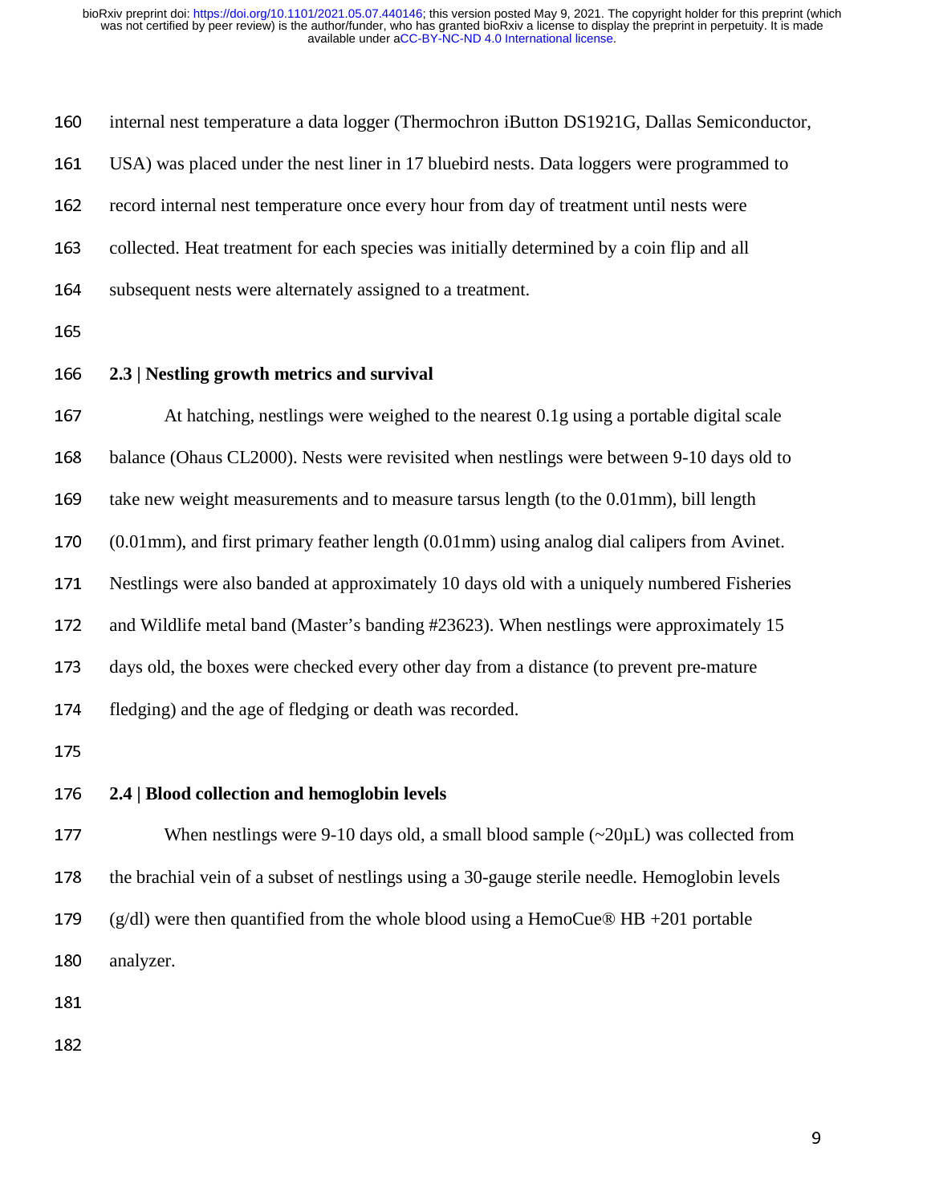internal nest temperature a data logger (Thermochron iButton DS1921G, Dallas Semiconductor, USA) was placed under the nest liner in 17 bluebird nests. Data loggers were programmed to record internal nest temperature once every hour from day of treatment until nests were collected. Heat treatment for each species was initially determined by a coin flip and all subsequent nests were alternately assigned to a treatment.

## 2.3 | Nestling growth metrics and survival

At hatching, nestlings were weighed to the nearest 0.1g using a portable digital scale balance (Ohaus CL2000). Nests were revisited when nestlings were between 9-10 days old to take new weight measurements and to measure tarsus length (to the 0.01mm), bill length (0.01mm), and first primary feather length (0.01mm) using analog dial calipers from Avinet. Nestlings were also banded at approximately 10 days old with a uniquely numbered Fisheries and Wildlife metal band (Master's banding #23623). When nestlings were approximately 15 days old, the boxes were checked every other day from a distance (to prevent pre-mature fledging) and the age of fledging or death was recorded.

## 2.4 | Blood collection and hemoglobin levels

When nestlings were 9-10 days old, a small blood sample (~20µL) was collected from the brachial vein of a subset of nestlings using a 30-gauge sterile needle. Hemoglobin levels (g/dl) were then quantified from the whole blood using a HemoCue® HB +201 portable analyzer.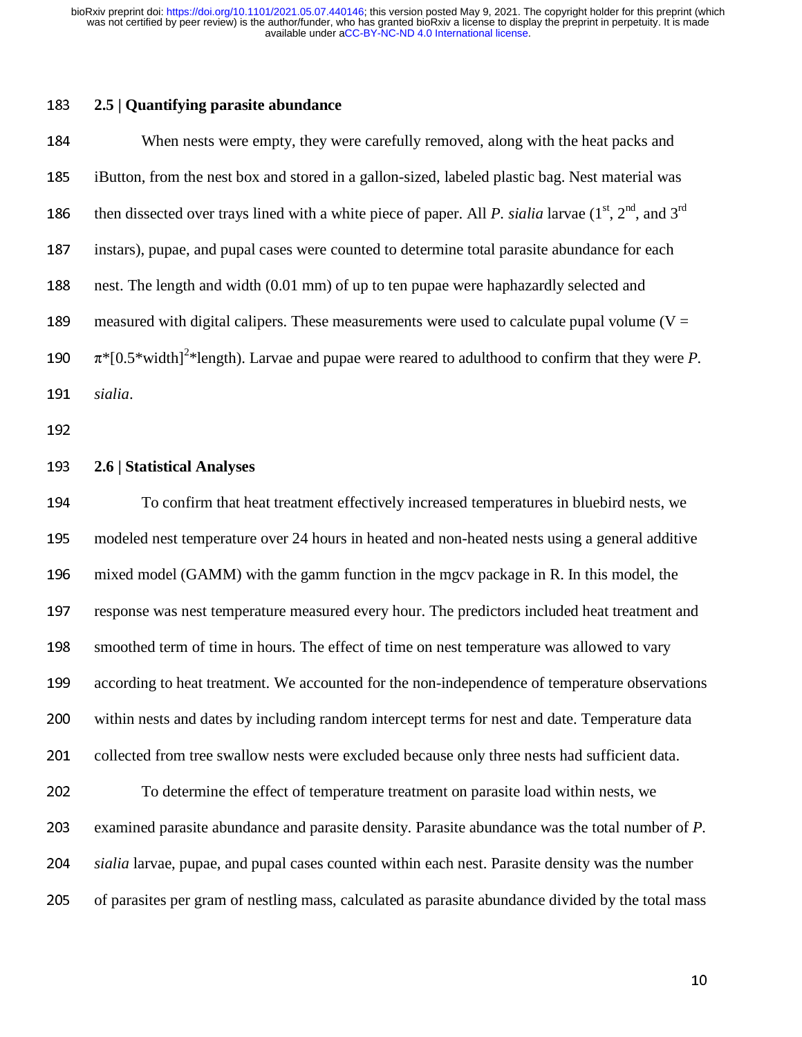### 2.5 | Quantifying parasite abundance

When nests were empty, they were carefully removed, along with the heat packs and iButton, from the nest box and stored in a gallon-sized, labeled plastic bag. Nest material was then dissected over trays lined with a white piece of paper. All *P. sialia* larvae (1st, 2nd, and 3rd instars), pupae, and pupal cases were counted to determine total parasite abundance for each nest. The length and width (0.01 mm) of up to ten pupae were haphazardly selected and measured with digital calipers. These measurements were used to calculate pupal volume ($V = \pi*[0.5*\text{width}]^2*\text{length}$). Larvae and pupae were reared to adulthood to confirm that they were *P. sialia*.

### 2.6 | Statistical Analyses

To confirm that heat treatment effectively increased temperatures in bluebird nests, we modeled nest temperature over 24 hours in heated and non-heated nests using a general additive mixed model (GAMM) with the gamm function in the mgcv package in R. In this model, the response was nest temperature measured every hour. The predictors included heat treatment and smoothed term of time in hours. The effect of time on nest temperature was allowed to vary according to heat treatment. We accounted for the non-independence of temperature observations within nests and dates by including random intercept terms for nest and date. Temperature data collected from tree swallow nests were excluded because only three nests had sufficient data.

To determine the effect of temperature treatment on parasite load within nests, we examined parasite abundance and parasite density. Parasite abundance was the total number of *P. sialia* larvae, pupae, and pupal cases counted within each nest. Parasite density was the number of parasites per gram of nestling mass, calculated as parasite abundance divided by the total mass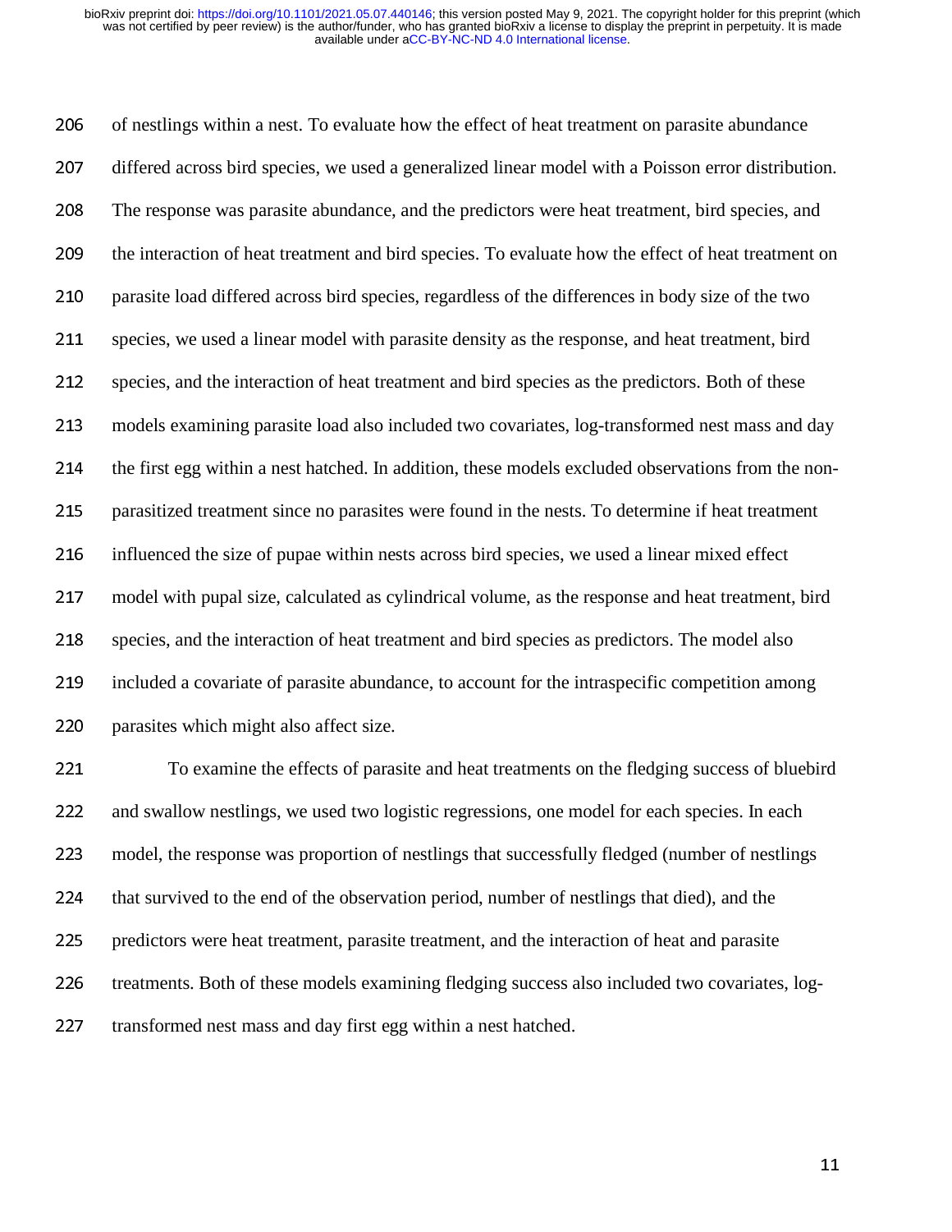of nestlings within a nest. To evaluate how the effect of heat treatment on parasite abundance differed across bird species, we used a generalized linear model with a Poisson error distribution. The response was parasite abundance, and the predictors were heat treatment, bird species, and the interaction of heat treatment and bird species. To evaluate how the effect of heat treatment on parasite load differed across bird species, regardless of the differences in body size of the two species, we used a linear model with parasite density as the response, and heat treatment, bird species, and the interaction of heat treatment and bird species as the predictors. Both of these models examining parasite load also included two covariates, log-transformed nest mass and day the first egg within a nest hatched. In addition, these models excluded observations from the non-parasitized treatment since no parasites were found in the nests. To determine if heat treatment influenced the size of pupae within nests across bird species, we used a linear mixed effect model with pupal size, calculated as cylindrical volume, as the response and heat treatment, bird species, and the interaction of heat treatment and bird species as predictors. The model also included a covariate of parasite abundance, to account for the intraspecific competition among parasites which might also affect size.

To examine the effects of parasite and heat treatments on the fledging success of bluebird and swallow nestlings, we used two logistic regressions, one model for each species. In each model, the response was proportion of nestlings that successfully fledged (number of nestlings that survived to the end of the observation period, number of nestlings that died), and the predictors were heat treatment, parasite treatment, and the interaction of heat and parasite treatments. Both of these models examining fledging success also included two covariates, log-transformed nest mass and day first egg within a nest hatched.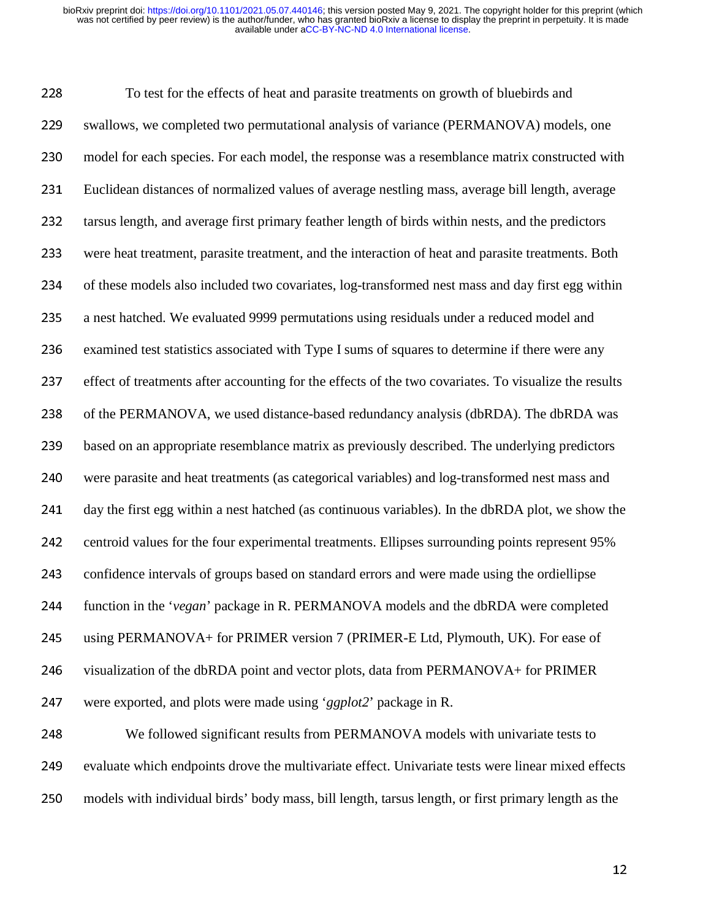To test for the effects of heat and parasite treatments on growth of bluebirds and swallows, we completed two permutational analysis of variance (PERMANOVA) models, one model for each species. For each model, the response was a resemblance matrix constructed with Euclidean distances of normalized values of average nestling mass, average bill length, average tarsus length, and average first primary feather length of birds within nests, and the predictors were heat treatment, parasite treatment, and the interaction of heat and parasite treatments. Both of these models also included two covariates, log-transformed nest mass and day first egg within a nest hatched. We evaluated 9999 permutations using residuals under a reduced model and examined test statistics associated with Type I sums of squares to determine if there were any effect of treatments after accounting for the effects of the two covariates. To visualize the results of the PERMANOVA, we used distance-based redundancy analysis (dbRDA). The dbRDA was based on an appropriate resemblance matrix as previously described. The underlying predictors were parasite and heat treatments (as categorical variables) and log-transformed nest mass and day the first egg within a nest hatched (as continuous variables). In the dbRDA plot, we show the centroid values for the four experimental treatments. Ellipses surrounding points represent 95% confidence intervals of groups based on standard errors and were made using the ordiellipse function in the '*vegan*' package in R. PERMANOVA models and the dbRDA were completed using PERMANOVA+ for PRIMER version 7 (PRIMER-E Ltd, Plymouth, UK). For ease of visualization of the dbRDA point and vector plots, data from PERMANOVA+ for PRIMER were exported, and plots were made using '*ggplot2*' package in R.

We followed significant results from PERMANOVA models with univariate tests to evaluate which endpoints drove the multivariate effect. Univariate tests were linear mixed effects models with individual birds' body mass, bill length, tarsus length, or first primary length as the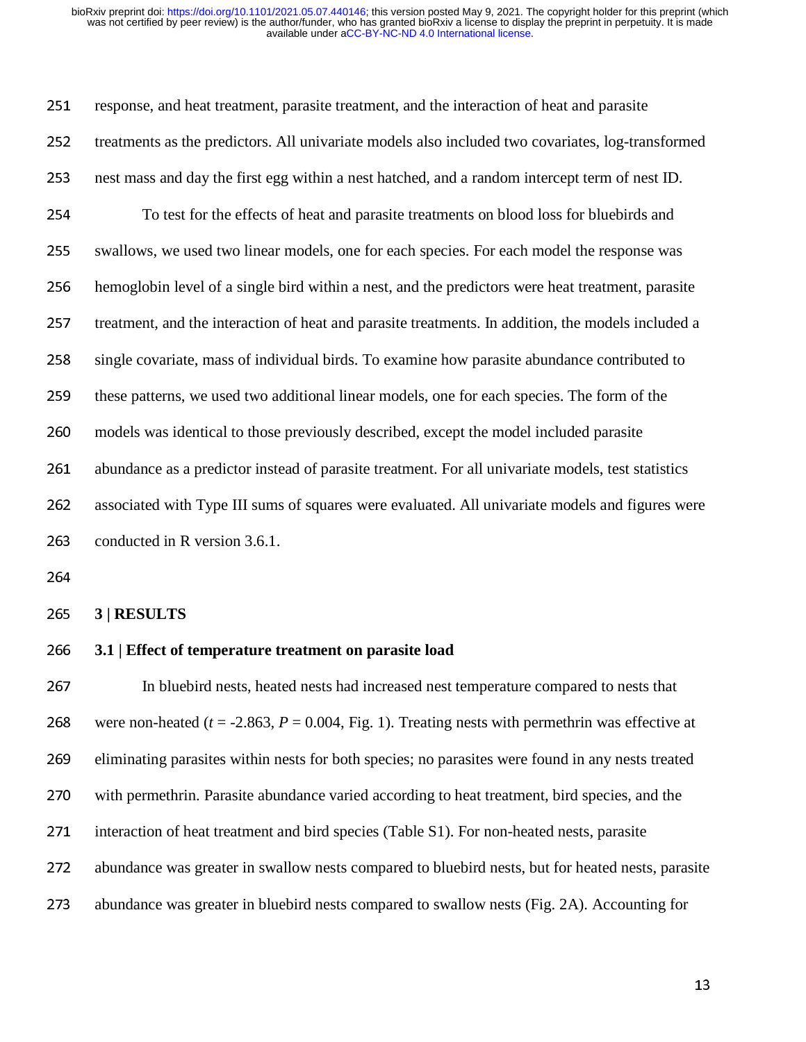response, and heat treatment, parasite treatment, and the interaction of heat and parasite treatments as the predictors. All univariate models also included two covariates, log-transformed nest mass and day the first egg within a nest hatched, and a random intercept term of nest ID.

To test for the effects of heat and parasite treatments on blood loss for bluebirds and swallows, we used two linear models, one for each species. For each model the response was hemoglobin level of a single bird within a nest, and the predictors were heat treatment, parasite treatment, and the interaction of heat and parasite treatments. In addition, the models included a single covariate, mass of individual birds. To examine how parasite abundance contributed to these patterns, we used two additional linear models, one for each species. The form of the models was identical to those previously described, except the model included parasite abundance as a predictor instead of parasite treatment. For all univariate models, test statistics associated with Type III sums of squares were evaluated. All univariate models and figures were conducted in R version 3.6.1.

## 3 | RESULTS

### 3.1 | Effect of temperature treatment on parasite load

In bluebird nests, heated nests had increased nest temperature compared to nests that were non-heated ($t$ = -2.863, $P$ = 0.004, Fig. 1). Treating nests with permethrin was effective at eliminating parasites within nests for both species; no parasites were found in any nests treated with permethrin. Parasite abundance varied according to heat treatment, bird species, and the interaction of heat treatment and bird species (Table S1). For non-heated nests, parasite abundance was greater in swallow nests compared to bluebird nests, but for heated nests, parasite abundance was greater in bluebird nests compared to swallow nests (Fig. 2A). Accounting for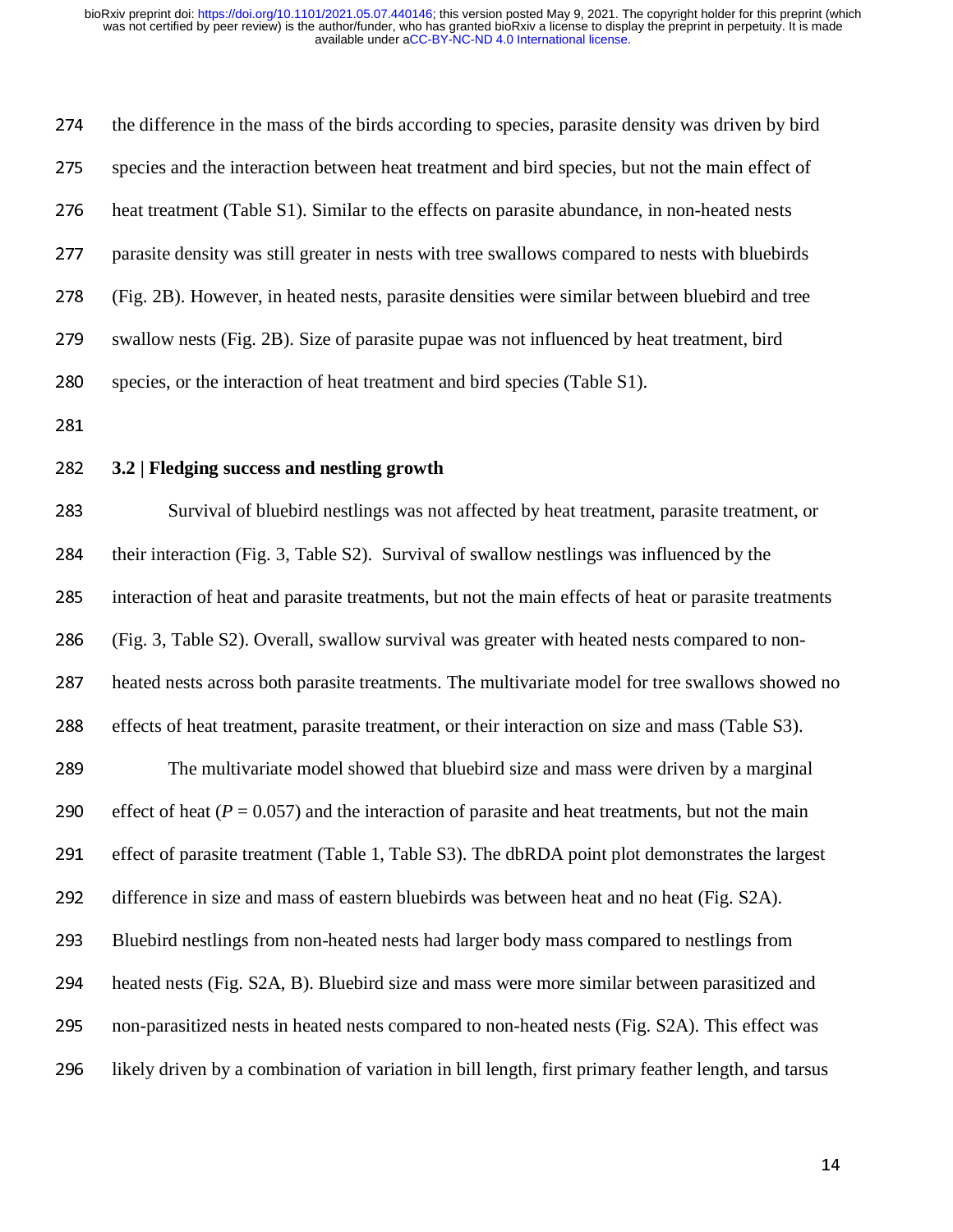the difference in the mass of the birds according to species, parasite density was driven by bird species and the interaction between heat treatment and bird species, but not the main effect of heat treatment (Table S1). Similar to the effects on parasite abundance, in non-heated nests parasite density was still greater in nests with tree swallows compared to nests with bluebirds (Fig. 2B). However, in heated nests, parasite densities were similar between bluebird and tree swallow nests (Fig. 2B). Size of parasite pupae was not influenced by heat treatment, bird species, or the interaction of heat treatment and bird species (Table S1).

### 3.2 | Fledging success and nestling growth

Survival of bluebird nestlings was not affected by heat treatment, parasite treatment, or their interaction (Fig. 3, Table S2). Survival of swallow nestlings was influenced by the interaction of heat and parasite treatments, but not the main effects of heat or parasite treatments (Fig. 3, Table S2). Overall, swallow survival was greater with heated nests compared to non-heated nests across both parasite treatments. The multivariate model for tree swallows showed no effects of heat treatment, parasite treatment, or their interaction on size and mass (Table S3).

The multivariate model showed that bluebird size and mass were driven by a marginal effect of heat ($P = 0.057$) and the interaction of parasite and heat treatments, but not the main effect of parasite treatment (Table 1, Table S3). The dbRDA point plot demonstrates the largest difference in size and mass of eastern bluebirds was between heat and no heat (Fig. S2A). Bluebird nestlings from non-heated nests had larger body mass compared to nestlings from heated nests (Fig. S2A, B). Bluebird size and mass were more similar between parasitized and non-parasitized nests in heated nests compared to non-heated nests (Fig. S2A). This effect was likely driven by a combination of variation in bill length, first primary feather length, and tarsus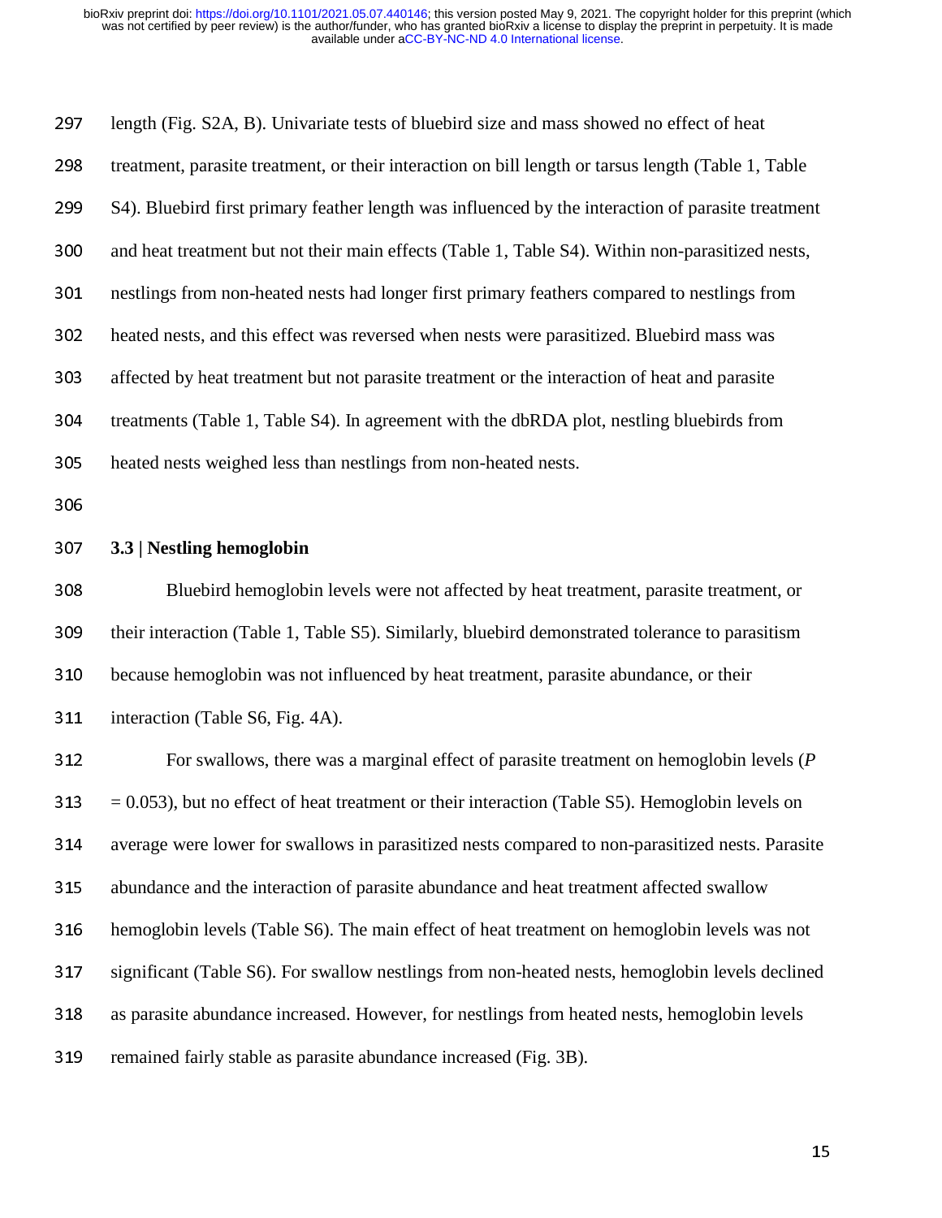length (Fig. S2A, B). Univariate tests of bluebird size and mass showed no effect of heat treatment, parasite treatment, or their interaction on bill length or tarsus length (Table 1, Table S4). Bluebird first primary feather length was influenced by the interaction of parasite treatment and heat treatment but not their main effects (Table 1, Table S4). Within non-parasitized nests, nestlings from non-heated nests had longer first primary feathers compared to nestlings from heated nests, and this effect was reversed when nests were parasitized. Bluebird mass was affected by heat treatment but not parasite treatment or the interaction of heat and parasite treatments (Table 1, Table S4). In agreement with the dbRDA plot, nestling bluebirds from heated nests weighed less than nestlings from non-heated nests.

### 3.3 | Nestling hemoglobin

Bluebird hemoglobin levels were not affected by heat treatment, parasite treatment, or their interaction (Table 1, Table S5). Similarly, bluebird demonstrated tolerance to parasitism because hemoglobin was not influenced by heat treatment, parasite abundance, or their interaction (Table S6, Fig. 4A).

For swallows, there was a marginal effect of parasite treatment on hemoglobin levels ($P = 0.053$), but no effect of heat treatment or their interaction (Table S5). Hemoglobin levels on average were lower for swallows in parasitized nests compared to non-parasitized nests. Parasite abundance and the interaction of parasite abundance and heat treatment affected swallow hemoglobin levels (Table S6). The main effect of heat treatment on hemoglobin levels was not significant (Table S6). For swallow nestlings from non-heated nests, hemoglobin levels declined as parasite abundance increased. However, for nestlings from heated nests, hemoglobin levels remained fairly stable as parasite abundance increased (Fig. 3B).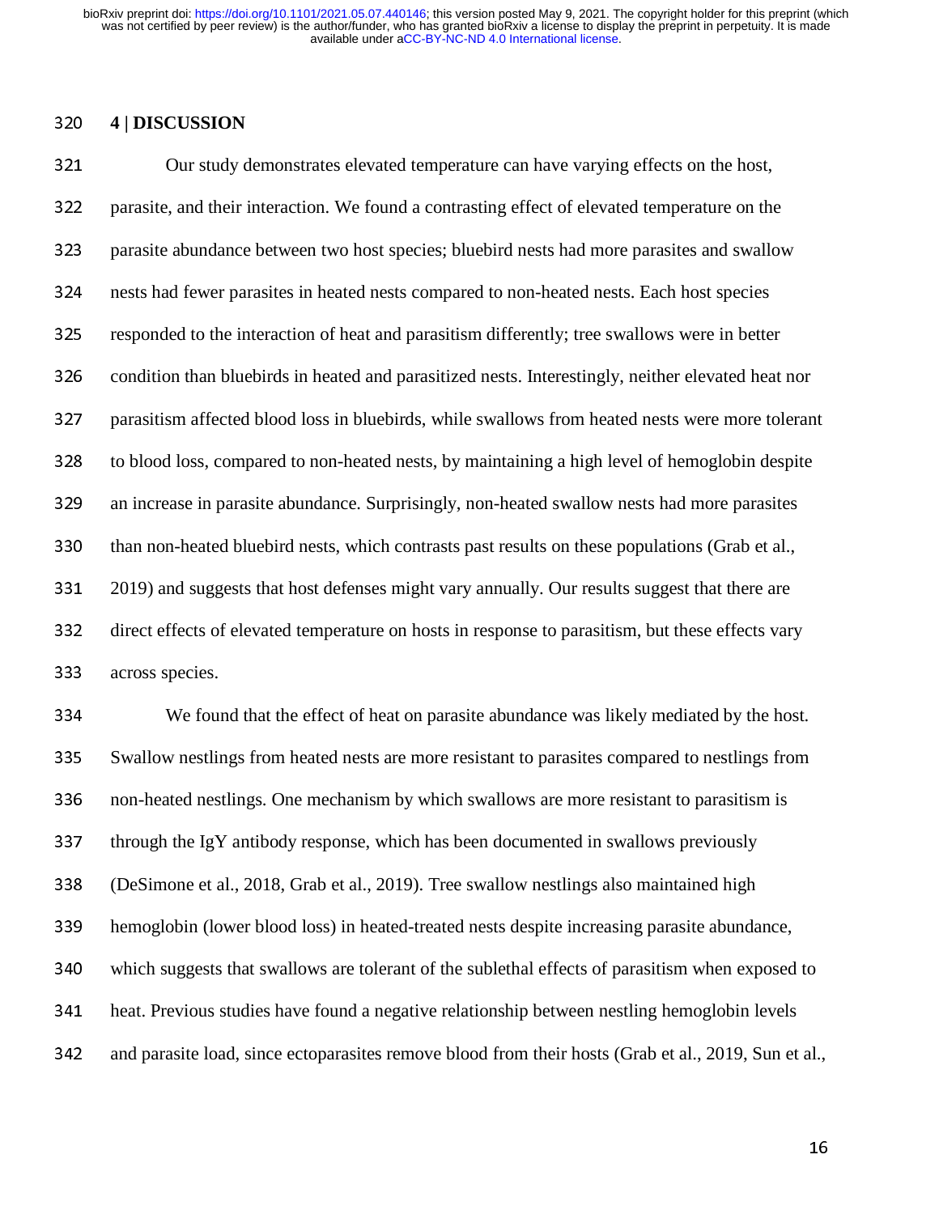## 4 | DISCUSSION

Our study demonstrates elevated temperature can have varying effects on the host, parasite, and their interaction. We found a contrasting effect of elevated temperature on the parasite abundance between two host species; bluebird nests had more parasites and swallow nests had fewer parasites in heated nests compared to non-heated nests. Each host species responded to the interaction of heat and parasitism differently; tree swallows were in better condition than bluebirds in heated and parasitized nests. Interestingly, neither elevated heat nor parasitism affected blood loss in bluebirds, while swallows from heated nests were more tolerant to blood loss, compared to non-heated nests, by maintaining a high level of hemoglobin despite an increase in parasite abundance. Surprisingly, non-heated swallow nests had more parasites than non-heated bluebird nests, which contrasts past results on these populations (Grab et al., 2019) and suggests that host defenses might vary annually. Our results suggest that there are direct effects of elevated temperature on hosts in response to parasitism, but these effects vary across species.

We found that the effect of heat on parasite abundance was likely mediated by the host. Swallow nestlings from heated nests are more resistant to parasites compared to nestlings from non-heated nestlings. One mechanism by which swallows are more resistant to parasitism is through the IgY antibody response, which has been documented in swallows previously (DeSimone et al., 2018, Grab et al., 2019). Tree swallow nestlings also maintained high hemoglobin (lower blood loss) in heated-treated nests despite increasing parasite abundance, which suggests that swallows are tolerant of the sublethal effects of parasitism when exposed to heat. Previous studies have found a negative relationship between nestling hemoglobin levels and parasite load, since ectoparasites remove blood from their hosts (Grab et al., 2019, Sun et al.,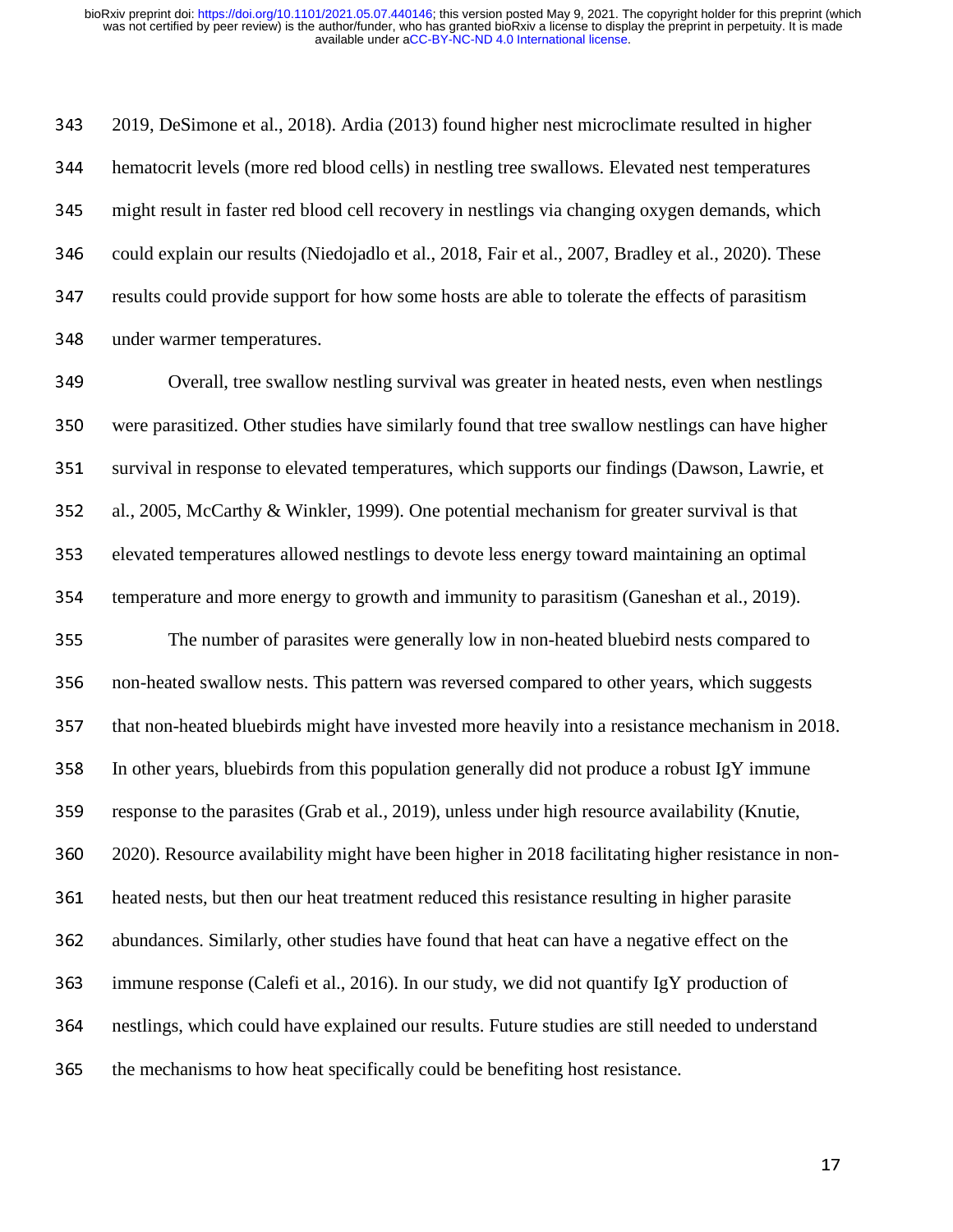2019, DeSimone et al., 2018). Ardia (2013) found higher nest microclimate resulted in higher hematocrit levels (more red blood cells) in nestling tree swallows. Elevated nest temperatures might result in faster red blood cell recovery in nestlings via changing oxygen demands, which could explain our results (Niedojadlo et al., 2018, Fair et al., 2007, Bradley et al., 2020). These results could provide support for how some hosts are able to tolerate the effects of parasitism under warmer temperatures.

Overall, tree swallow nestling survival was greater in heated nests, even when nestlings were parasitized. Other studies have similarly found that tree swallow nestlings can have higher survival in response to elevated temperatures, which supports our findings (Dawson, Lawrie, et al., 2005, McCarthy & Winkler, 1999). One potential mechanism for greater survival is that elevated temperatures allowed nestlings to devote less energy toward maintaining an optimal temperature and more energy to growth and immunity to parasitism (Ganeshan et al., 2019).

The number of parasites were generally low in non-heated bluebird nests compared to non-heated swallow nests. This pattern was reversed compared to other years, which suggests that non-heated bluebirds might have invested more heavily into a resistance mechanism in 2018. In other years, bluebirds from this population generally did not produce a robust IgY immune response to the parasites (Grab et al., 2019), unless under high resource availability (Knutie, 2020). Resource availability might have been higher in 2018 facilitating higher resistance in non-heated nests, but then our heat treatment reduced this resistance resulting in higher parasite abundances. Similarly, other studies have found that heat can have a negative effect on the immune response (Calefi et al., 2016). In our study, we did not quantify IgY production of nestlings, which could have explained our results. Future studies are still needed to understand the mechanisms to how heat specifically could be benefiting host resistance.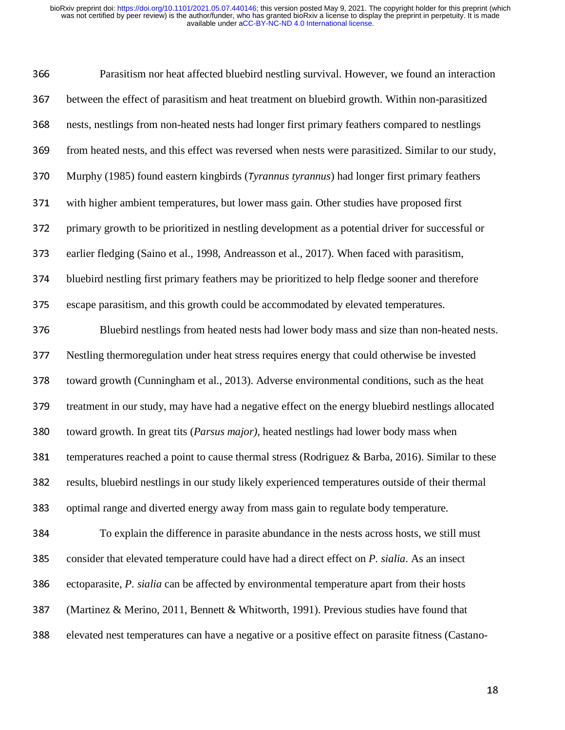Parasitism nor heat affected bluebird nestling survival. However, we found an interaction between the effect of parasitism and heat treatment on bluebird growth. Within non-parasitized nests, nestlings from non-heated nests had longer first primary feathers compared to nestlings from heated nests, and this effect was reversed when nests were parasitized. Similar to our study, Murphy (1985) found eastern kingbirds (*Tyrannus tyrannus*) had longer first primary feathers with higher ambient temperatures, but lower mass gain. Other studies have proposed first primary growth to be prioritized in nestling development as a potential driver for successful or earlier fledging (Saino et al., 1998, Andreasson et al., 2017). When faced with parasitism, bluebird nestling first primary feathers may be prioritized to help fledge sooner and therefore escape parasitism, and this growth could be accommodated by elevated temperatures.

Bluebird nestlings from heated nests had lower body mass and size than non-heated nests. Nestling thermoregulation under heat stress requires energy that could otherwise be invested toward growth (Cunningham et al., 2013). Adverse environmental conditions, such as the heat treatment in our study, may have had a negative effect on the energy bluebird nestlings allocated toward growth. In great tits (*Parsus major),* heated nestlings had lower body mass when temperatures reached a point to cause thermal stress (Rodriguez & Barba, 2016). Similar to these results, bluebird nestlings in our study likely experienced temperatures outside of their thermal optimal range and diverted energy away from mass gain to regulate body temperature.

To explain the difference in parasite abundance in the nests across hosts, we still must consider that elevated temperature could have had a direct effect on *P. sialia*. As an insect ectoparasite, *P. sialia* can be affected by environmental temperature apart from their hosts (Martinez & Merino, 2011, Bennett & Whitworth, 1991). Previous studies have found that elevated nest temperatures can have a negative or a positive effect on parasite fitness (Castano-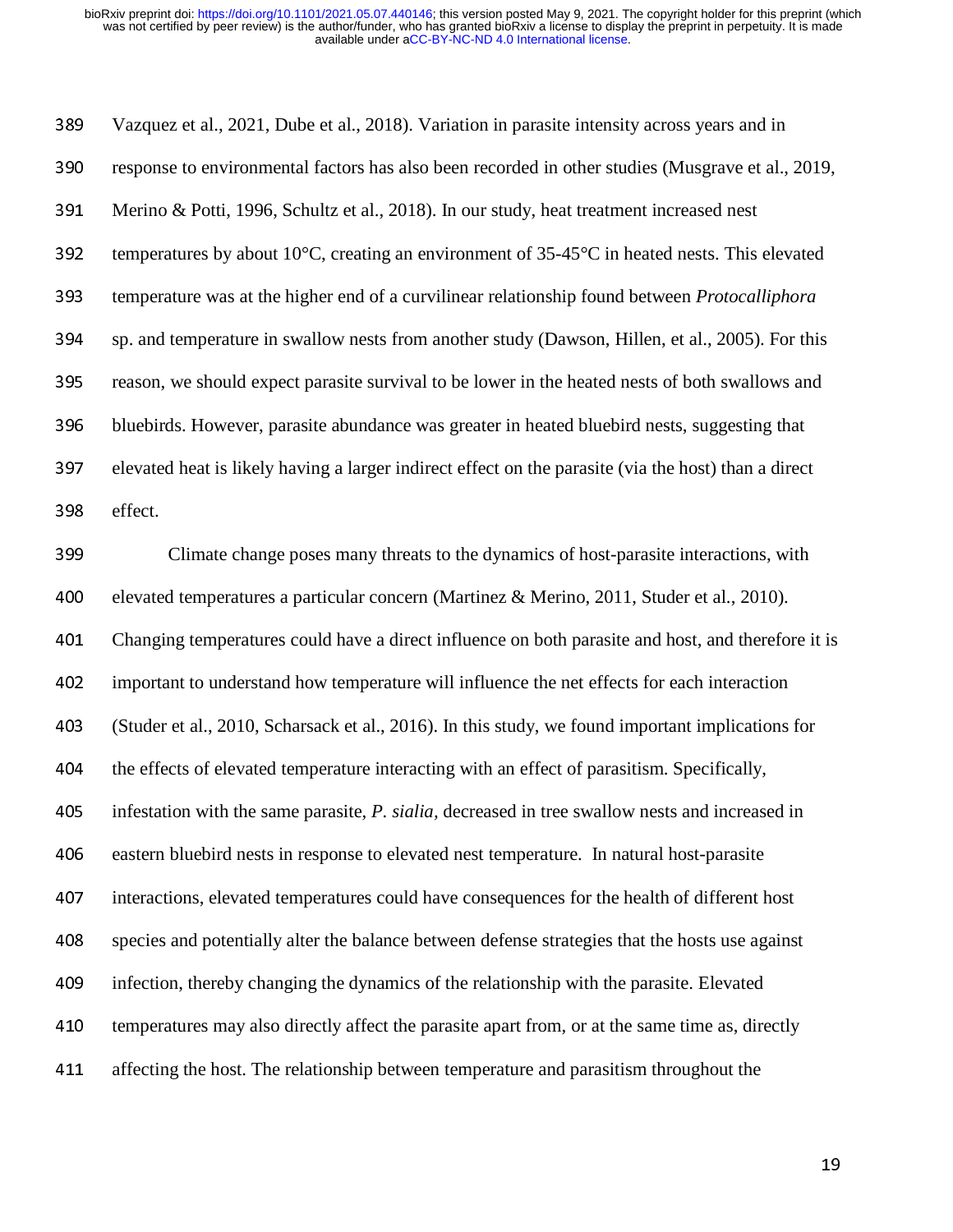Vazquez et al., 2021, Dube et al., 2018). Variation in parasite intensity across years and in response to environmental factors has also been recorded in other studies (Musgrave et al., 2019, Merino & Potti, 1996, Schultz et al., 2018). In our study, heat treatment increased nest temperatures by about 10°C, creating an environment of 35-45°C in heated nests. This elevated temperature was at the higher end of a curvilinear relationship found between *Protocalliphora* sp. and temperature in swallow nests from another study (Dawson, Hillen, et al., 2005). For this reason, we should expect parasite survival to be lower in the heated nests of both swallows and bluebirds. However, parasite abundance was greater in heated bluebird nests, suggesting that elevated heat is likely having a larger indirect effect on the parasite (via the host) than a direct effect.

Climate change poses many threats to the dynamics of host-parasite interactions, with elevated temperatures a particular concern (Martinez & Merino, 2011, Studer et al., 2010). Changing temperatures could have a direct influence on both parasite and host, and therefore it is important to understand how temperature will influence the net effects for each interaction (Studer et al., 2010, Scharsack et al., 2016). In this study, we found important implications for the effects of elevated temperature interacting with an effect of parasitism. Specifically, infestation with the same parasite, *P. sialia*, decreased in tree swallow nests and increased in eastern bluebird nests in response to elevated nest temperature. In natural host-parasite interactions, elevated temperatures could have consequences for the health of different host species and potentially alter the balance between defense strategies that the hosts use against infection, thereby changing the dynamics of the relationship with the parasite. Elevated temperatures may also directly affect the parasite apart from, or at the same time as, directly affecting the host. The relationship between temperature and parasitism throughout the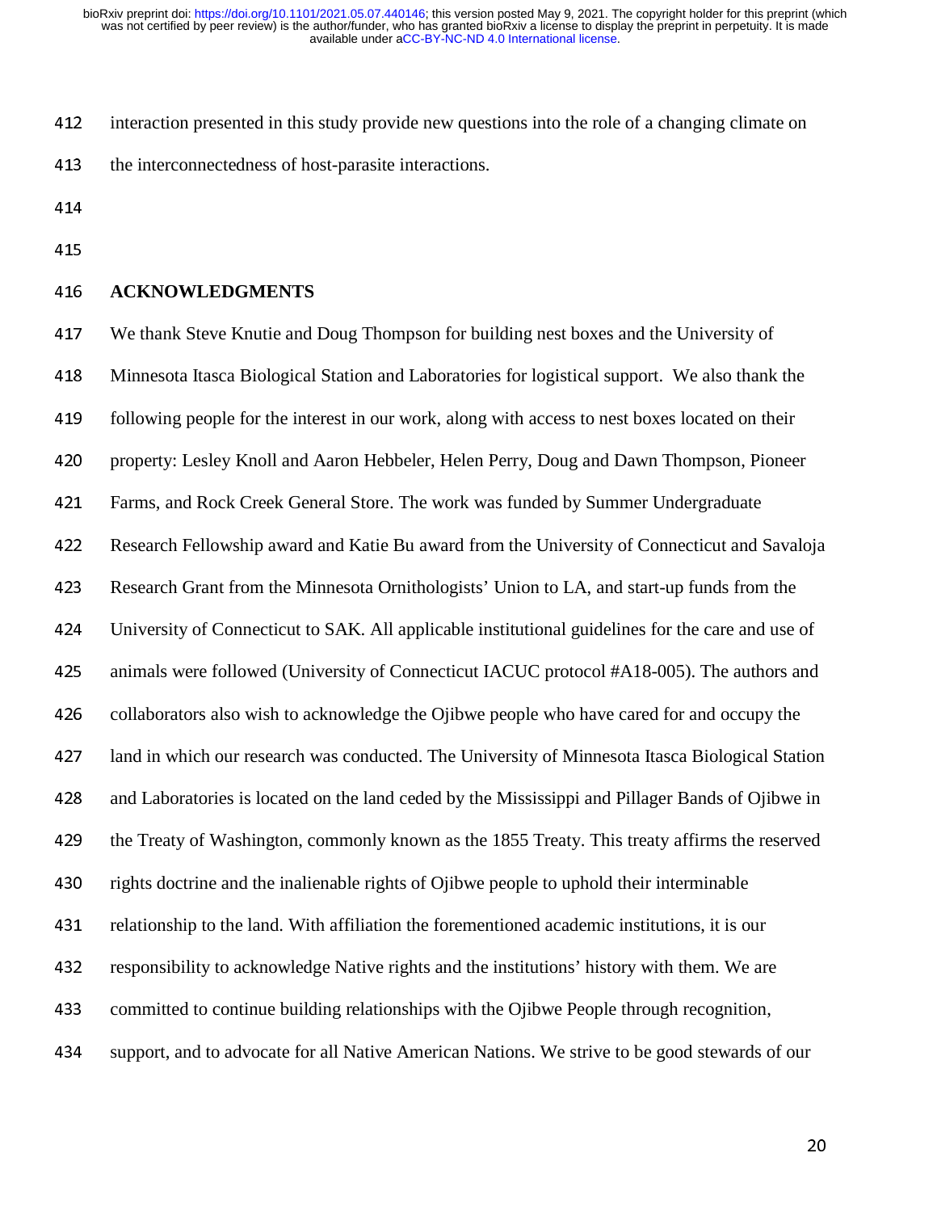interaction presented in this study provide new questions into the role of a changing climate on the interconnectedness of host-parasite interactions.

## ACKNOWLEDGMENTS

We thank Steve Knutie and Doug Thompson for building nest boxes and the University of Minnesota Itasca Biological Station and Laboratories for logistical support. We also thank the following people for the interest in our work, along with access to nest boxes located on their property: Lesley Knoll and Aaron Hebbeler, Helen Perry, Doug and Dawn Thompson, Pioneer Farms, and Rock Creek General Store. The work was funded by Summer Undergraduate Research Fellowship award and Katie Bu award from the University of Connecticut and Savaloja Research Grant from the Minnesota Ornithologists' Union to LA, and start-up funds from the University of Connecticut to SAK. All applicable institutional guidelines for the care and use of animals were followed (University of Connecticut IACUC protocol #A18-005). The authors and collaborators also wish to acknowledge the Ojibwe people who have cared for and occupy the land in which our research was conducted. The University of Minnesota Itasca Biological Station and Laboratories is located on the land ceded by the Mississippi and Pillager Bands of Ojibwe in the Treaty of Washington, commonly known as the 1855 Treaty. This treaty affirms the reserved rights doctrine and the inalienable rights of Ojibwe people to uphold their interminable relationship to the land. With affiliation the forementioned academic institutions, it is our responsibility to acknowledge Native rights and the institutions' history with them. We are committed to continue building relationships with the Ojibwe People through recognition, support, and to advocate for all Native American Nations. We strive to be good stewards of our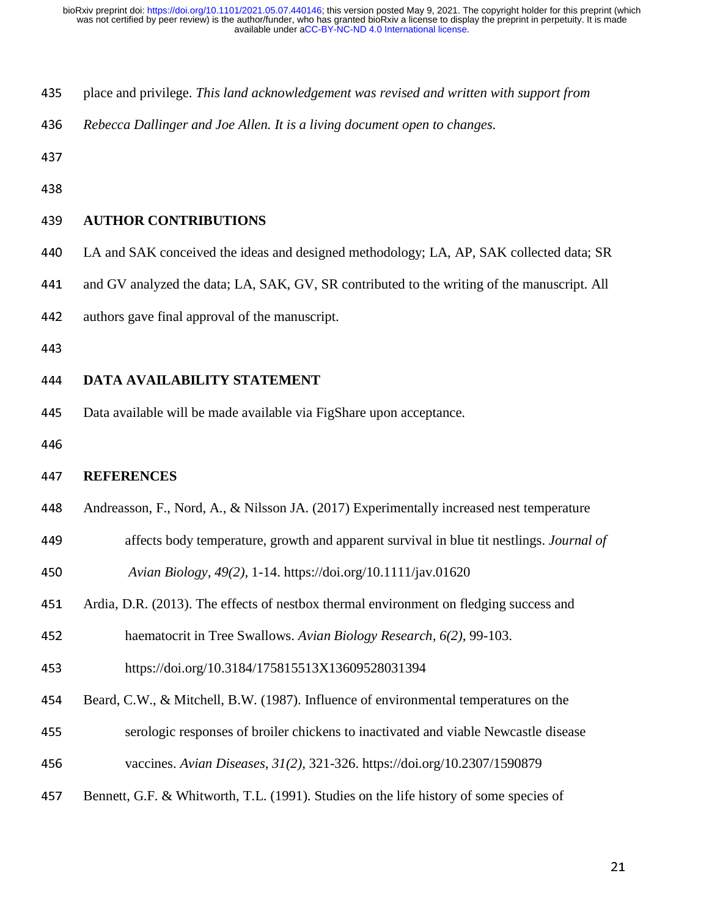place and privilege. *This land acknowledgement was revised and written with support from Rebecca Dallinger and Joe Allen. It is a living document open to changes.*

## AUTHOR CONTRIBUTIONS

LA and SAK conceived the ideas and designed methodology; LA, AP, SAK collected data; SR and GV analyzed the data; LA, SAK, GV, SR contributed to the writing of the manuscript. All authors gave final approval of the manuscript.

## DATA AVAILABILITY STATEMENT

Data available will be made available via FigShare upon acceptance.

## REFERENCES

Andreasson, F., Nord, A., & Nilsson JA. (2017) Experimentally increased nest temperature affects body temperature, growth and apparent survival in blue tit nestlings. *Journal of Avian Biology, 49(2),* 1-14. https://doi.org/10.1111/jav.01620

Ardia, D.R. (2013). The effects of nestbox thermal environment on fledging success and haematocrit in Tree Swallows. *Avian Biology Research, 6(2)*, 99-103. https://doi.org/10.3184/175815513X13609528031394

Beard, C.W., & Mitchell, B.W. (1987). Influence of environmental temperatures on the serologic responses of broiler chickens to inactivated and viable Newcastle disease vaccines. *Avian Diseases, 31(2),* 321-326. https://doi.org/10.2307/1590879

Bennett, G.F. & Whitworth, T.L. (1991). Studies on the life history of some species of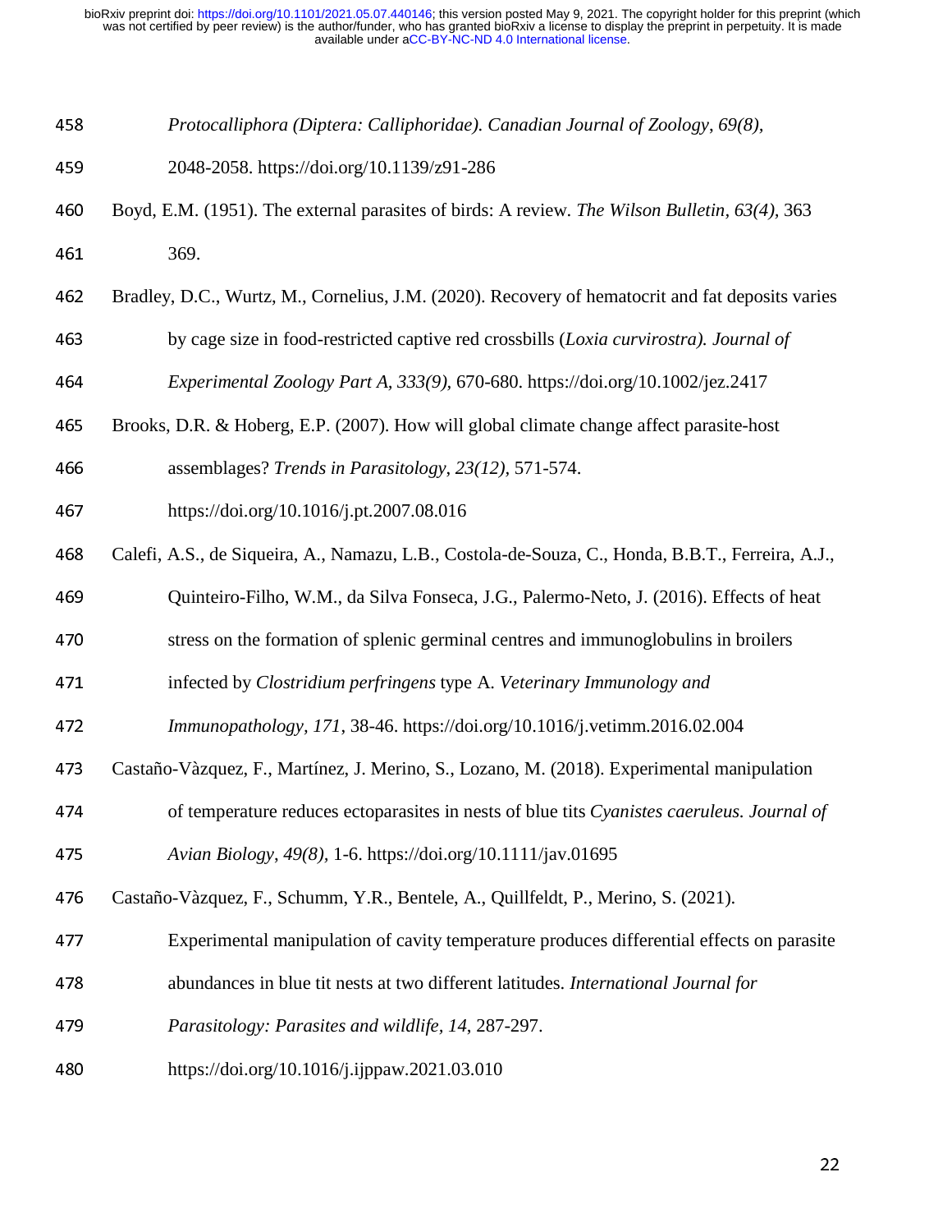*Protocalliphora (Diptera: Calliphoridae). Canadian Journal of Zoology*, *69(8)*, 2048-2058. https://doi.org/10.1139/z91-286

Boyd, E.M. (1951). The external parasites of birds: A review. *The Wilson Bulletin*, *63(4)*, 363 369.

Bradley, D.C., Wurtz, M., Cornelius, J.M. (2020). Recovery of hematocrit and fat deposits varies by cage size in food-restricted captive red crossbills (*Loxia curvirostra). Journal of Experimental Zoology Part A, 333(9)*, 670-680. https://doi.org/10.1002/jez.2417

Brooks, D.R. & Hoberg, E.P. (2007). How will global climate change affect parasite-host assemblages? *Trends in Parasitology*, *23(12)*, 571-574. https://doi.org/10.1016/j.pt.2007.08.016

Calefi, A.S., de Siqueira, A., Namazu, L.B., Costola-de-Souza, C., Honda, B.B.T., Ferreira, A.J., Quinteiro-Filho, W.M., da Silva Fonseca, J.G., Palermo-Neto, J. (2016). Effects of heat stress on the formation of splenic germinal centres and immunoglobulins in broilers infected by *Clostridium perfringens* type A. *Veterinary Immunology and Immunopathology*, *171*, 38-46. https://doi.org/10.1016/j.vetimm.2016.02.004

Castaño-Vàzquez, F., Martínez, J. Merino, S., Lozano, M. (2018). Experimental manipulation of temperature reduces ectoparasites in nests of blue tits *Cyanistes caeruleus. Journal of Avian Biology*, *49(8)*, 1-6. https://doi.org/10.1111/jav.01695

Castaño-Vàzquez, F., Schumm, Y.R., Bentele, A., Quillfeldt, P., Merino, S. (2021). Experimental manipulation of cavity temperature produces differential effects on parasite abundances in blue tit nests at two different latitudes. *International Journal for Parasitology: Parasites and wildlife*, *14*, 287-297. https://doi.org/10.1016/j.ijppaw.2021.03.010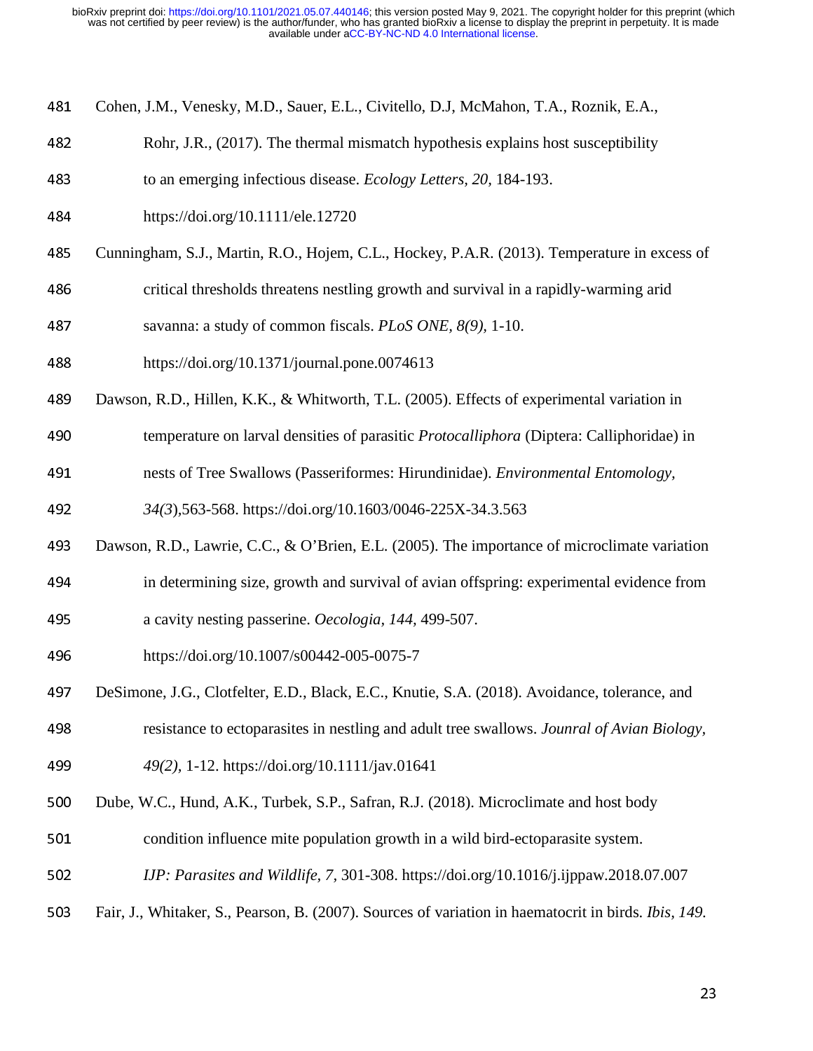Cohen, J.M., Venesky, M.D., Sauer, E.L., Civitello, D.J, McMahon, T.A., Roznik, E.A., Rohr, J.R., (2017). The thermal mismatch hypothesis explains host susceptibility to an emerging infectious disease. *Ecology Letters, 20,* 184-193. https://doi.org/10.1111/ele.12720

Cunningham, S.J., Martin, R.O., Hojem, C.L., Hockey, P.A.R. (2013). Temperature in excess of critical thresholds threatens nestling growth and survival in a rapidly-warming arid savanna: a study of common fiscals. *PLoS ONE, 8(9),* 1-10. https://doi.org/10.1371/journal.pone.0074613

Dawson, R.D., Hillen, K.K., & Whitworth, T.L. (2005). Effects of experimental variation in temperature on larval densities of parasitic *Protocalliphora* (Diptera: Calliphoridae) in nests of Tree Swallows (Passeriformes: Hirundinidae). *Environmental Entomology, 34(3)*,563-568. https://doi.org/10.1603/0046-225X-34.3.563

Dawson, R.D., Lawrie, C.C., & O'Brien, E.L. (2005). The importance of microclimate variation in determining size, growth and survival of avian offspring: experimental evidence from a cavity nesting passerine. *Oecologia, 144,* 499-507. https://doi.org/10.1007/s00442-005-0075-7

DeSimone, J.G., Clotfelter, E.D., Black, E.C., Knutie, S.A. (2018). Avoidance, tolerance, and resistance to ectoparasites in nestling and adult tree swallows. *Jounral of Avian Biology, 49(2),* 1-12. https://doi.org/10.1111/jav.01641

Dube, W.C., Hund, A.K., Turbek, S.P., Safran, R.J. (2018). Microclimate and host body condition influence mite population growth in a wild bird-ectoparasite system. *IJP: Parasites and Wildlife, 7,* 301-308. https://doi.org/10.1016/j.ijppaw.2018.07.007

Fair, J., Whitaker, S., Pearson, B. (2007). Sources of variation in haematocrit in birds. *Ibis, 149.*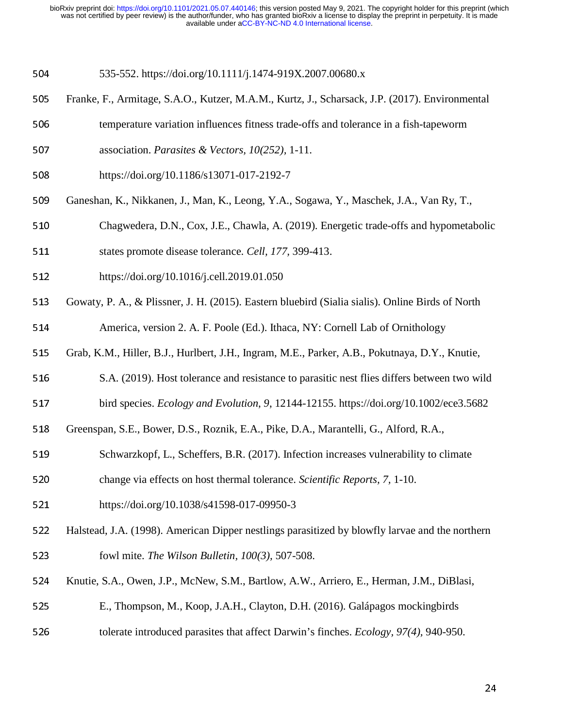535-552. https://doi.org/10.1111/j.1474-919X.2007.00680.x

Franke, F., Armitage, S.A.O., Kutzer, M.A.M., Kurtz, J., Scharsack, J.P. (2017). Environmental temperature variation influences fitness trade-offs and tolerance in a fish-tapeworm association. *Parasites & Vectors, 10(252),* 1-11. https://doi.org/10.1186/s13071-017-2192-7

Ganeshan, K., Nikkanen, J., Man, K., Leong, Y.A., Sogawa, Y., Maschek, J.A., Van Ry, T., Chagwedera, D.N., Cox, J.E., Chawla, A. (2019). Energetic trade-offs and hypometabolic states promote disease tolerance. *Cell, 177,* 399-413. https://doi.org/10.1016/j.cell.2019.01.050

Gowaty, P. A., & Plissner, J. H. (2015). Eastern bluebird (Sialia sialis). Online Birds of North America, version 2. A. F. Poole (Ed.). Ithaca, NY: Cornell Lab of Ornithology

Grab, K.M., Hiller, B.J., Hurlbert, J.H., Ingram, M.E., Parker, A.B., Pokutnaya, D.Y., Knutie, S.A. (2019). Host tolerance and resistance to parasitic nest flies differs between two wild bird species. *Ecology and Evolution, 9,* 12144-12155. https://doi.org/10.1002/ece3.5682

Greenspan, S.E., Bower, D.S., Roznik, E.A., Pike, D.A., Marantelli, G., Alford, R.A., Schwarzkopf, L., Scheffers, B.R. (2017). Infection increases vulnerability to climate change via effects on host thermal tolerance. *Scientific Reports, 7,* 1-10. https://doi.org/10.1038/s41598-017-09950-3

Halstead, J.A. (1998). American Dipper nestlings parasitized by blowfly larvae and the northern fowl mite. *The Wilson Bulletin, 100(3),* 507-508.

Knutie, S.A., Owen, J.P., McNew, S.M., Bartlow, A.W., Arriero, E., Herman, J.M., DiBlasi, E., Thompson, M., Koop, J.A.H., Clayton, D.H. (2016). Galápagos mockingbirds tolerate introduced parasites that affect Darwin's finches. *Ecology, 97(4),* 940-950.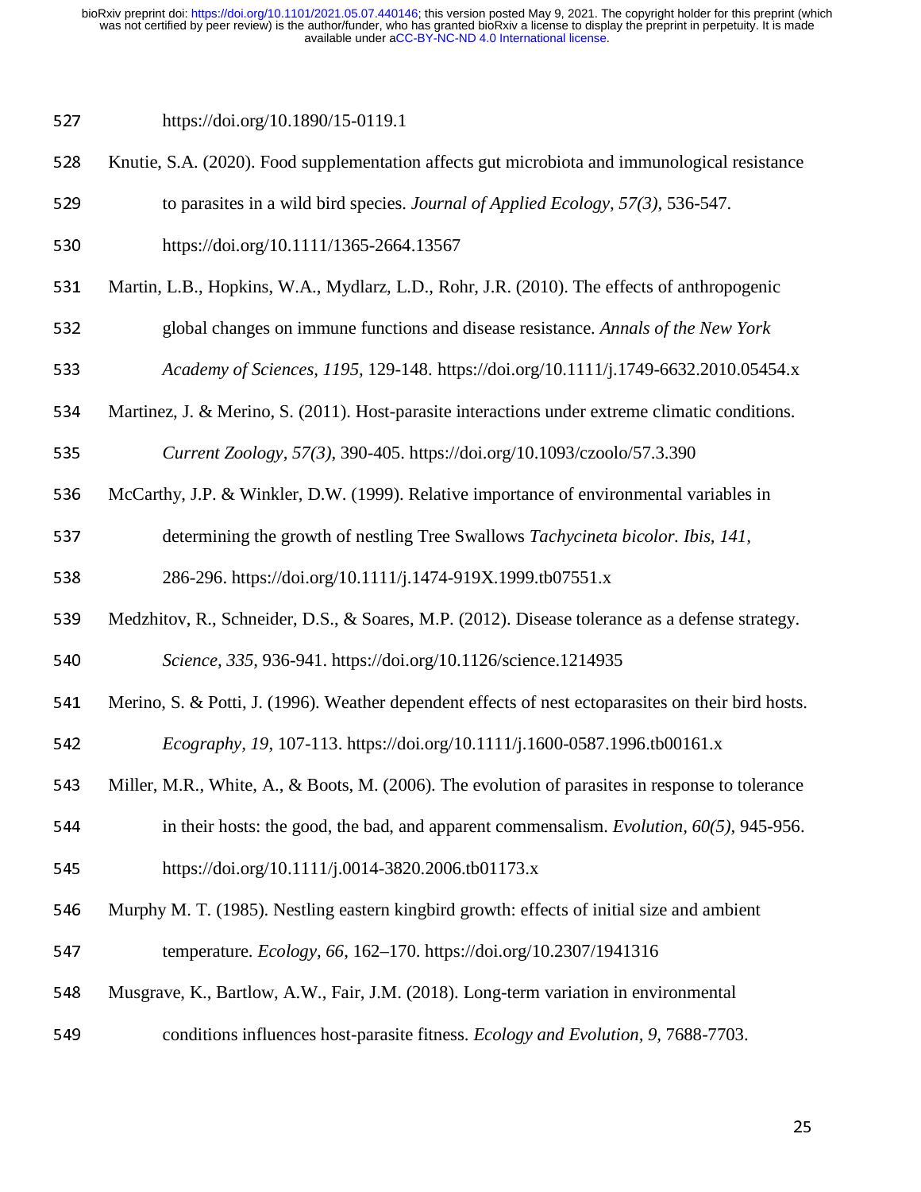https://doi.org/10.1890/15-0119.1

Knutie, S.A. (2020). Food supplementation affects gut microbiota and immunological resistance to parasites in a wild bird species. *Journal of Applied Ecology, 57(3)*, 536-547. https://doi.org/10.1111/1365-2664.13567

Martin, L.B., Hopkins, W.A., Mydlarz, L.D., Rohr, J.R. (2010). The effects of anthropogenic global changes on immune functions and disease resistance. *Annals of the New York Academy of Sciences*, *1195*, 129-148. https://doi.org/10.1111/j.1749-6632.2010.05454.x

Martinez, J. & Merino, S. (2011). Host-parasite interactions under extreme climatic conditions. *Current Zoology*, *57(3)*, 390-405. https://doi.org/10.1093/czoolo/57.3.390

McCarthy, J.P. & Winkler, D.W. (1999). Relative importance of environmental variables in determining the growth of nestling Tree Swallows *Tachycineta bicolor*. *Ibis*, *141*, 286-296. https://doi.org/10.1111/j.1474-919X.1999.tb07551.x

Medzhitov, R., Schneider, D.S., & Soares, M.P. (2012). Disease tolerance as a defense strategy. *Science*, *335*, 936-941. https://doi.org/10.1126/science.1214935

Merino, S. & Potti, J. (1996). Weather dependent effects of nest ectoparasites on their bird hosts. *Ecography*, *19*, 107-113. https://doi.org/10.1111/j.1600-0587.1996.tb00161.x

Miller, M.R., White, A., & Boots, M. (2006). The evolution of parasites in response to tolerance in their hosts: the good, the bad, and apparent commensalism. *Evolution*, *60(5)*, 945-956. https://doi.org/10.1111/j.0014-3820.2006.tb01173.x

Murphy M. T. (1985). Nestling eastern kingbird growth: effects of initial size and ambient temperature. *Ecology*, *66*, 162–170. https://doi.org/10.2307/1941316

Musgrave, K., Bartlow, A.W., Fair, J.M. (2018). Long-term variation in environmental conditions influences host-parasite fitness. *Ecology and Evolution*, *9*, 7688-7703.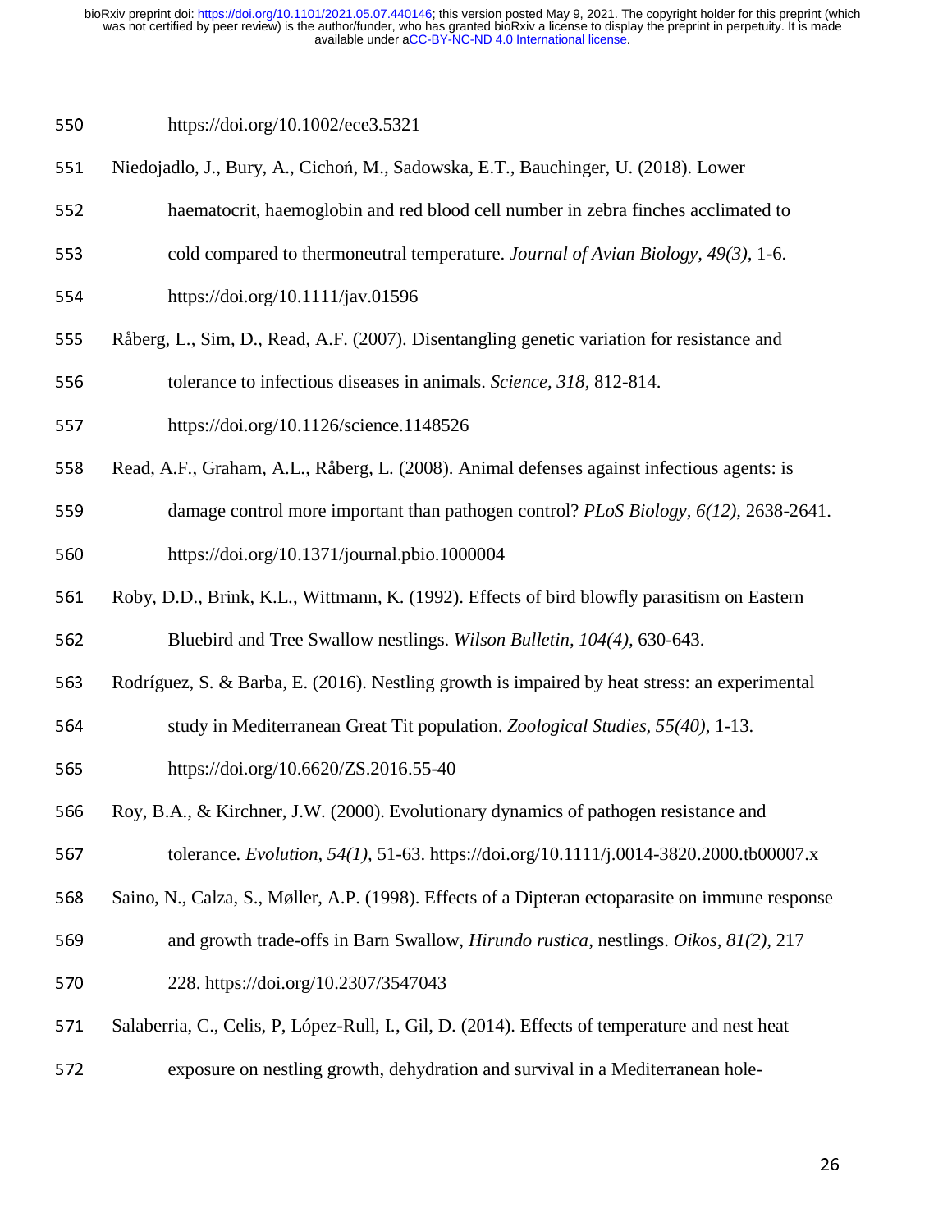https://doi.org/10.1002/ece3.5321

Niedojadlo, J., Bury, A., Cichoń, M., Sadowska, E.T., Bauchinger, U. (2018). Lower haematocrit, haemoglobin and red blood cell number in zebra finches acclimated to cold compared to thermoneutral temperature. *Journal of Avian Biology, 49(3),* 1-6. https://doi.org/10.1111/jav.01596

Råberg, L., Sim, D., Read, A.F. (2007). Disentangling genetic variation for resistance and tolerance to infectious diseases in animals. *Science, 318,* 812-814. https://doi.org/10.1126/science.1148526

Read, A.F., Graham, A.L., Råberg, L. (2008). Animal defenses against infectious agents: is damage control more important than pathogen control? *PLoS Biology, 6(12),* 2638-2641. https://doi.org/10.1371/journal.pbio.1000004

Roby, D.D., Brink, K.L., Wittmann, K. (1992). Effects of bird blowfly parasitism on Eastern Bluebird and Tree Swallow nestlings. *Wilson Bulletin, 104(4),* 630-643.

Rodríguez, S. & Barba, E. (2016). Nestling growth is impaired by heat stress: an experimental study in Mediterranean Great Tit population. *Zoological Studies, 55(40)*, 1-13. https://doi.org/10.6620/ZS.2016.55-40

Roy, B.A., & Kirchner, J.W. (2000). Evolutionary dynamics of pathogen resistance and tolerance. *Evolution, 54(1),* 51-63. https://doi.org/10.1111/j.0014-3820.2000.tb00007.x

Saino, N., Calza, S., Møller, A.P. (1998). Effects of a Dipteran ectoparasite on immune response and growth trade-offs in Barn Swallow, *Hirundo rustica,* nestlings. *Oikos, 81(2),* 217 228. https://doi.org/10.2307/3547043

Salaberria, C., Celis, P, López-Rull, I., Gil, D. (2014). Effects of temperature and nest heat exposure on nestling growth, dehydration and survival in a Mediterranean hole-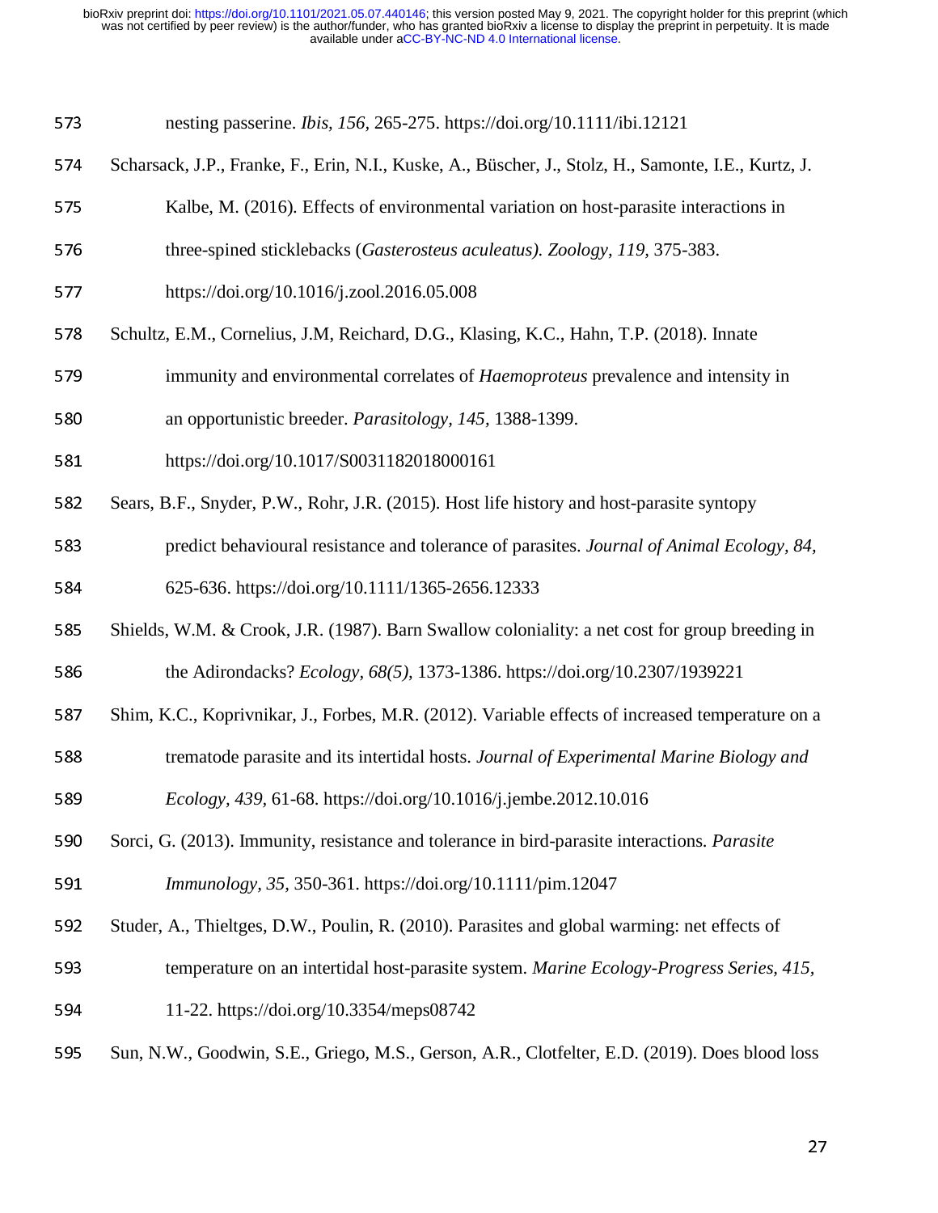nesting passerine. *Ibis, 156*, 265-275. https://doi.org/10.1111/ibi.12121

Scharsack, J.P., Franke, F., Erin, N.I., Kuske, A., Büscher, J., Stolz, H., Samonte, I.E., Kurtz, J. Kalbe, M. (2016). Effects of environmental variation on host-parasite interactions in three-spined sticklebacks (*Gasterosteus aculeatus). Zoology, 119*, 375-383. https://doi.org/10.1016/j.zool.2016.05.008

Schultz, E.M., Cornelius, J.M, Reichard, D.G., Klasing, K.C., Hahn, T.P. (2018). Innate immunity and environmental correlates of *Haemoproteus* prevalence and intensity in an opportunistic breeder. *Parasitology, 145*, 1388-1399. https://doi.org/10.1017/S0031182018000161

Sears, B.F., Snyder, P.W., Rohr, J.R. (2015). Host life history and host-parasite syntopy predict behavioural resistance and tolerance of parasites. *Journal of Animal Ecology, 84*, 625-636. https://doi.org/10.1111/1365-2656.12333

Shields, W.M. & Crook, J.R. (1987). Barn Swallow coloniality: a net cost for group breeding in the Adirondacks? *Ecology, 68(5)*, 1373-1386. https://doi.org/10.2307/1939221

Shim, K.C., Koprivnikar, J., Forbes, M.R. (2012). Variable effects of increased temperature on a trematode parasite and its intertidal hosts. *Journal of Experimental Marine Biology and Ecology, 439*, 61-68. https://doi.org/10.1016/j.jembe.2012.10.016

Sorci, G. (2013). Immunity, resistance and tolerance in bird-parasite interactions. *Parasite Immunology, 35*, 350-361. https://doi.org/10.1111/pim.12047

Studer, A., Thieltges, D.W., Poulin, R. (2010). Parasites and global warming: net effects of temperature on an intertidal host-parasite system. *Marine Ecology-Progress Series, 415*, 11-22. https://doi.org/10.3354/meps08742

Sun, N.W., Goodwin, S.E., Griego, M.S., Gerson, A.R., Clotfelter, E.D. (2019). Does blood loss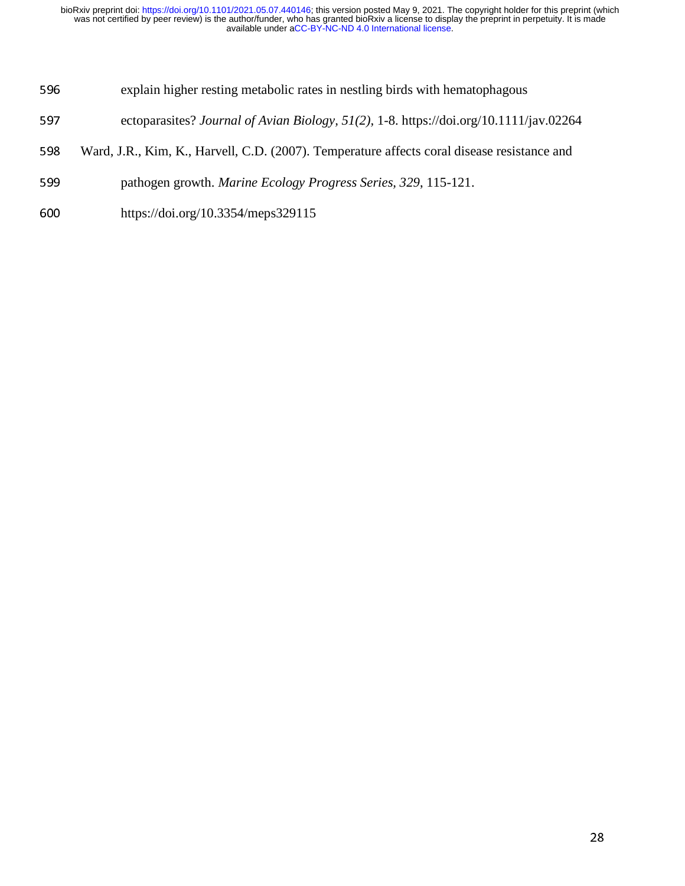explain higher resting metabolic rates in nestling birds with hematophagous ectoparasites? *Journal of Avian Biology*, *51(2)*, 1-8. https://doi.org/10.1111/jav.02264

Ward, J.R., Kim, K., Harvell, C.D. (2007). Temperature affects coral disease resistance and pathogen growth. *Marine Ecology Progress Series*, *329*, 115-121. https://doi.org/10.3354/meps329115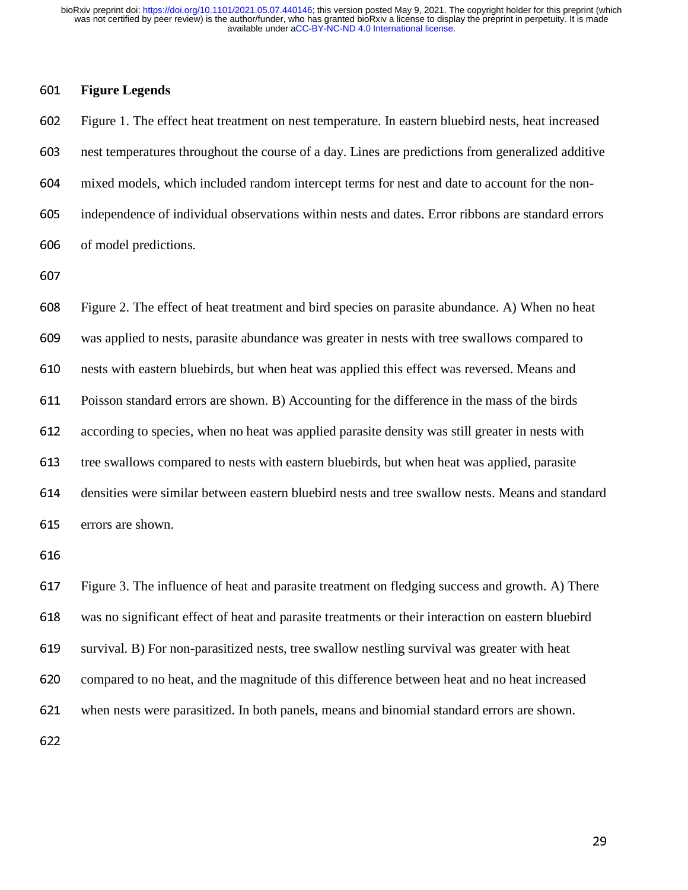## Figure Legends

Figure 1. The effect heat treatment on nest temperature. In eastern bluebird nests, heat increased nest temperatures throughout the course of a day. Lines are predictions from generalized additive mixed models, which included random intercept terms for nest and date to account for the non-independence of individual observations within nests and dates. Error ribbons are standard errors of model predictions.

Figure 2. The effect of heat treatment and bird species on parasite abundance. A) When no heat was applied to nests, parasite abundance was greater in nests with tree swallows compared to nests with eastern bluebirds, but when heat was applied this effect was reversed. Means and Poisson standard errors are shown. B) Accounting for the difference in the mass of the birds according to species, when no heat was applied parasite density was still greater in nests with tree swallows compared to nests with eastern bluebirds, but when heat was applied, parasite densities were similar between eastern bluebird nests and tree swallow nests. Means and standard errors are shown.

Figure 3. The influence of heat and parasite treatment on fledging success and growth. A) There was no significant effect of heat and parasite treatments or their interaction on eastern bluebird survival. B) For non-parasitized nests, tree swallow nestling survival was greater with heat compared to no heat, and the magnitude of this difference between heat and no heat increased when nests were parasitized. In both panels, means and binomial standard errors are shown.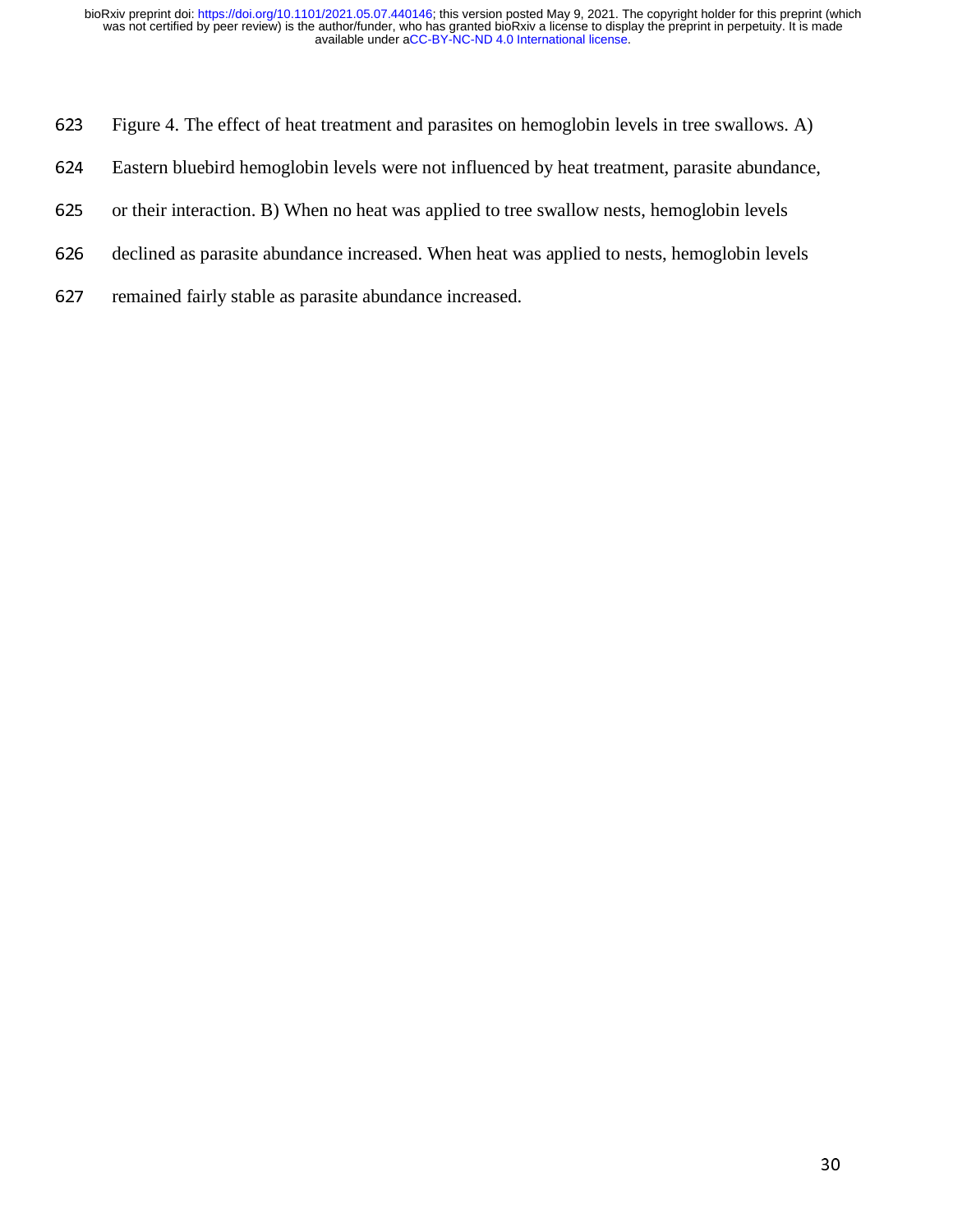Figure 4. The effect of heat treatment and parasites on hemoglobin levels in tree swallows. A) Eastern bluebird hemoglobin levels were not influenced by heat treatment, parasite abundance, or their interaction. B) When no heat was applied to tree swallow nests, hemoglobin levels declined as parasite abundance increased. When heat was applied to nests, hemoglobin levels remained fairly stable as parasite abundance increased.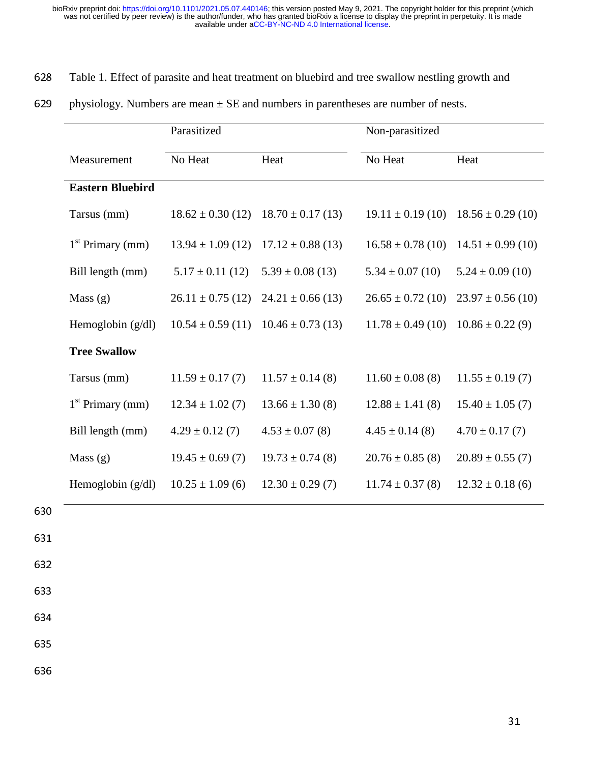Table 1. Effect of parasite and heat treatment on bluebird and tree swallow nestling growth and physiology. Numbers are mean ± SE and numbers in parentheses are number of nests.

| | Parasitized | | Non-parasitized | |
|---|---|---|---|---|
| Measurement | No Heat | Heat | No Heat | Heat |
| **Eastern Bluebird** | | | | |
| Tarsus (mm) | 18.62 ± 0.30 (12) | 18.70 ± 0.17 (13) | 19.11 ± 0.19 (10) | 18.56 ± 0.29 (10) |
| 1st Primary (mm) | 13.94 ± 1.09 (12) | 17.12 ± 0.88 (13) | 16.58 ± 0.78 (10) | 14.51 ± 0.99 (10) |
| Bill length (mm) | 5.17 ± 0.11 (12) | 5.39 ± 0.08 (13) | 5.34 ± 0.07 (10) | 5.24 ± 0.09 (10) |
| Mass (g) | 26.11 ± 0.75 (12) | 24.21 ± 0.66 (13) | 26.65 ± 0.72 (10) | 23.97 ± 0.56 (10) |
| Hemoglobin (g/dl) | 10.54 ± 0.59 (11) | 10.46 ± 0.73 (13) | 11.78 ± 0.49 (10) | 10.86 ± 0.22 (9) |
| **Tree Swallow** | | | | |
| Tarsus (mm) | 11.59 ± 0.17 (7) | 11.57 ± 0.14 (8) | 11.60 ± 0.08 (8) | 11.55 ± 0.19 (7) |
| 1st Primary (mm) | 12.34 ± 1.02 (7) | 13.66 ± 1.30 (8) | 12.88 ± 1.41 (8) | 15.40 ± 1.05 (7) |
| Bill length (mm) | 4.29 ± 0.12 (7) | 4.53 ± 0.07 (8) | 4.45 ± 0.14 (8) | 4.70 ± 0.17 (7) |
| Mass (g) | 19.45 ± 0.69 (7) | 19.73 ± 0.74 (8) | 20.76 ± 0.85 (8) | 20.89 ± 0.55 (7) |
| Hemoglobin (g/dl) | 10.25 ± 1.09 (6) | 12.30 ± 0.29 (7) | 11.74 ± 0.37 (8) | 12.32 ± 0.18 (6) |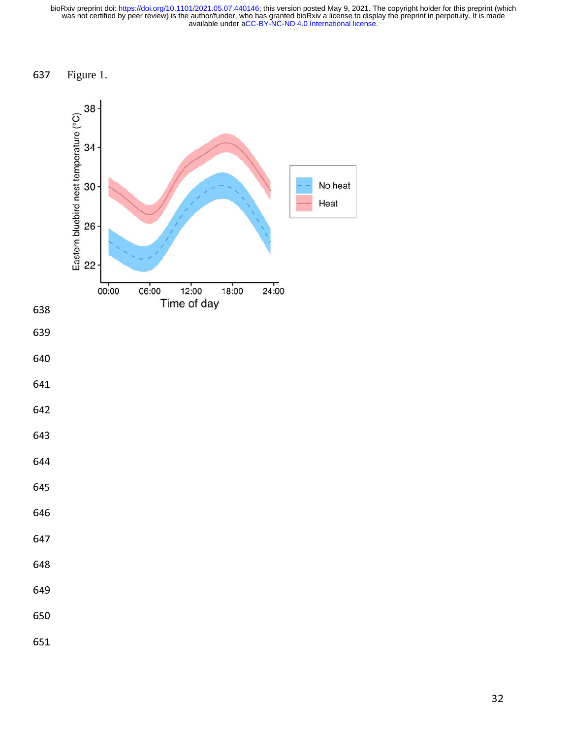Figure 1.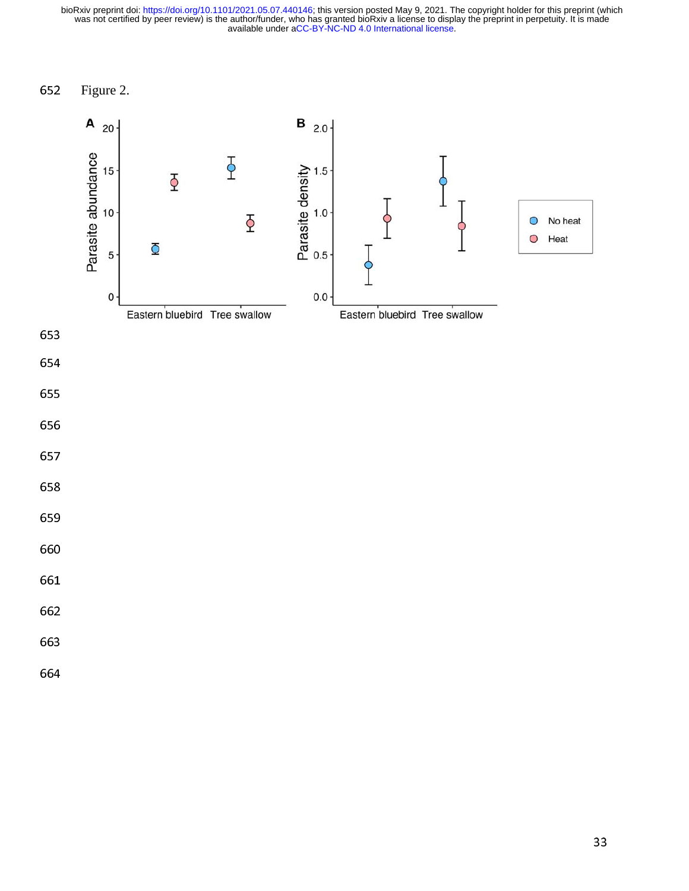Figure 2.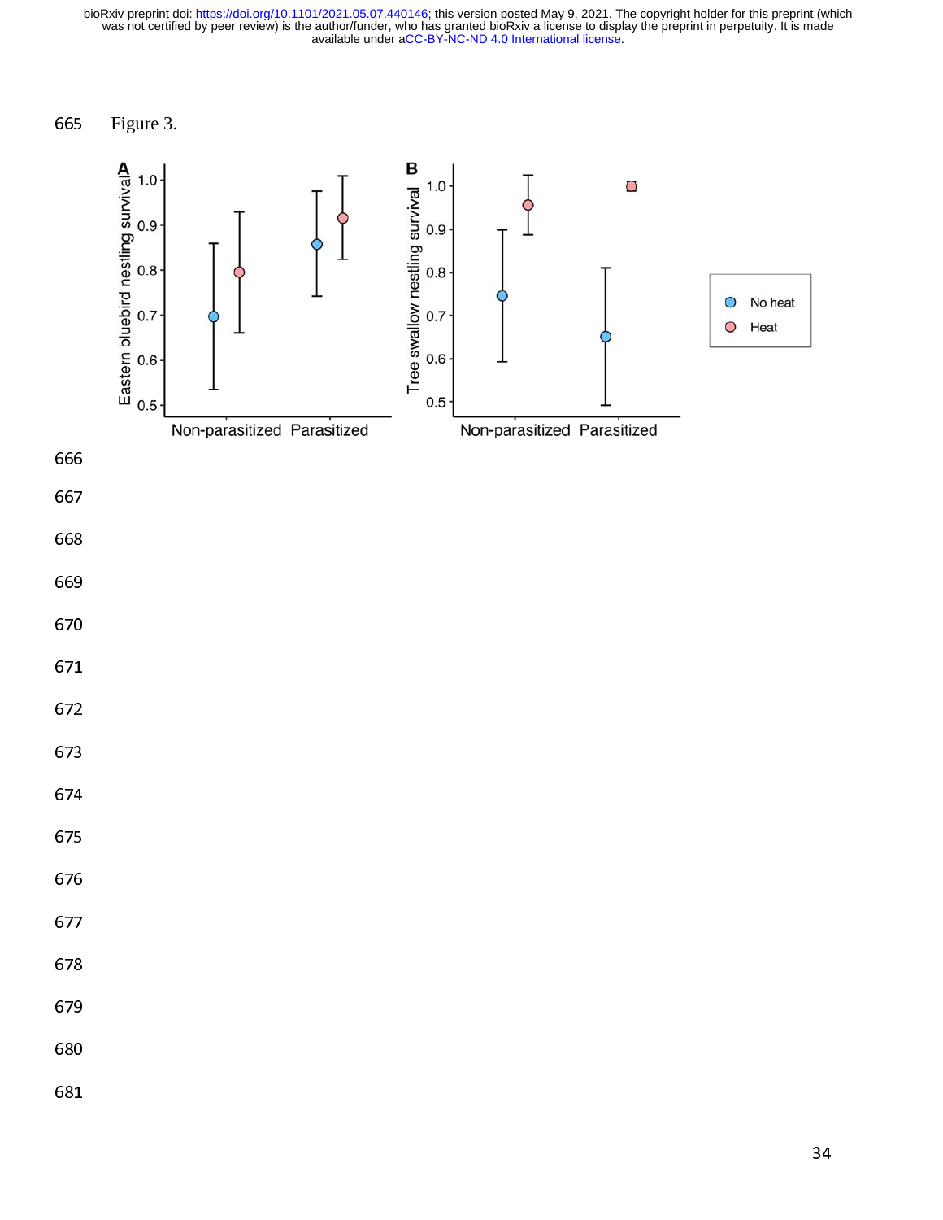Figure 3.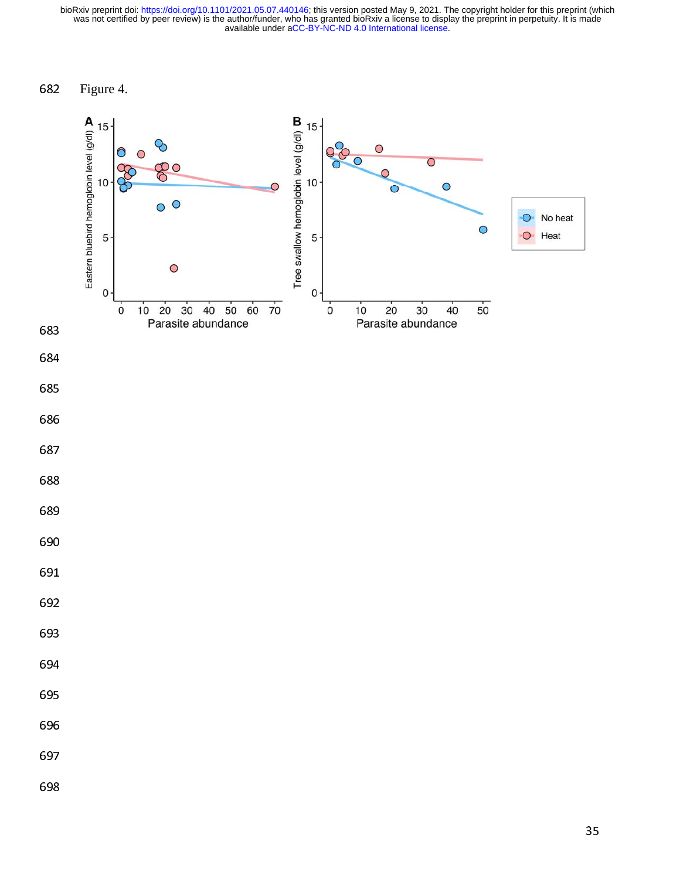Figure 4.

A

Eastern bluebird hemoglobin level (g/dl)

15
10
5
0

0 10 20 30 40 50 60 70

Parasite abundance

B

Tree swallow hemoglobin level (g/dl)

15
10
5
0

0 10 20 30 40 50

Parasite abundance

No heat

Heat